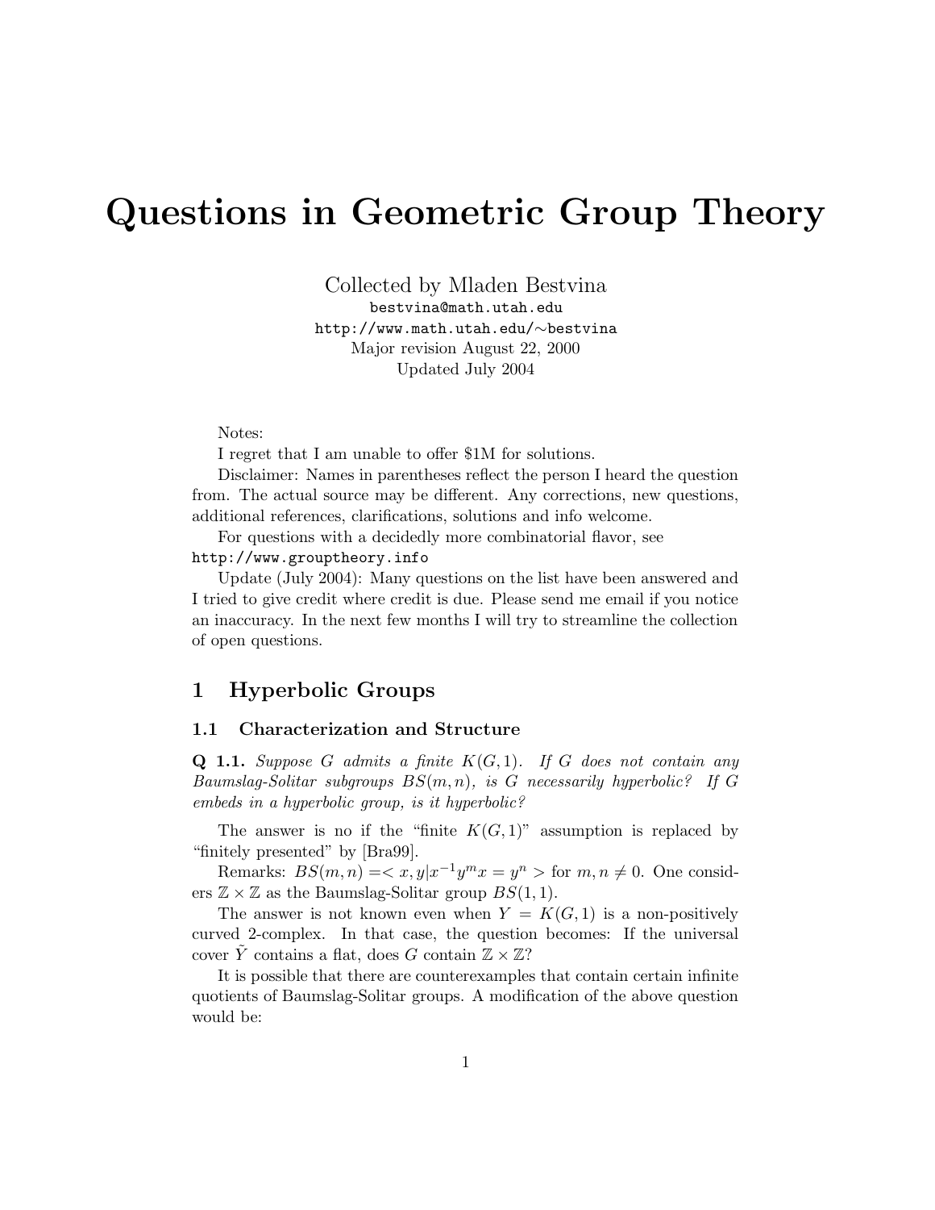# Questions in Geometric Group Theory

Collected by Mladen Bestvina
bestvina@math.utah.edu
http://www.math.utah.edu/∼bestvina
Major revision August 22, 2000
Updated July 2004

Notes:
I regret that I am unable to offer $1M for solutions.

Disclaimer: Names in parentheses reflect the person I heard the question from. The actual source may be different. Any corrections, new questions, additional references, clarifications, solutions and info welcome.

For questions with a decidedly more combinatorial flavor, see http://www.grouptheory.info

Update (July 2004): Many questions on the list have been answered and I tried to give credit where credit is due. Please send me email if you notice an inaccuracy. In the next few months I will try to streamline the collection of open questions.

## 1 Hyperbolic Groups

### 1.1 Characterization and Structure

**Q 1.1.** *Suppose $G$ admits a finite $K(G,1)$. If $G$ does not contain any Baumslag-Solitar subgroups $BS(m,n)$, is $G$ necessarily hyperbolic? If $G$ embeds in a hyperbolic group, is it hyperbolic?*

The answer is no if the "finite $K(G,1)$" assumption is replaced by "finitely presented" by [Bra99].

Remarks: $BS(m,n) = < x, y | x^{-1}y^m x = y^n >$ for $m, n \neq 0$. One considers $\mathbb{Z} \times \mathbb{Z}$ as the Baumslag-Solitar group $BS(1,1)$.

The answer is not known even when $Y = K(G,1)$ is a non-positively curved 2-complex. In that case, the question becomes: If the universal cover $\tilde{Y}$ contains a flat, does $G$ contain $\mathbb{Z} \times \mathbb{Z}$?

It is possible that there are counterexamples that contain certain infinite quotients of Baumslag-Solitar groups. A modification of the above question would be: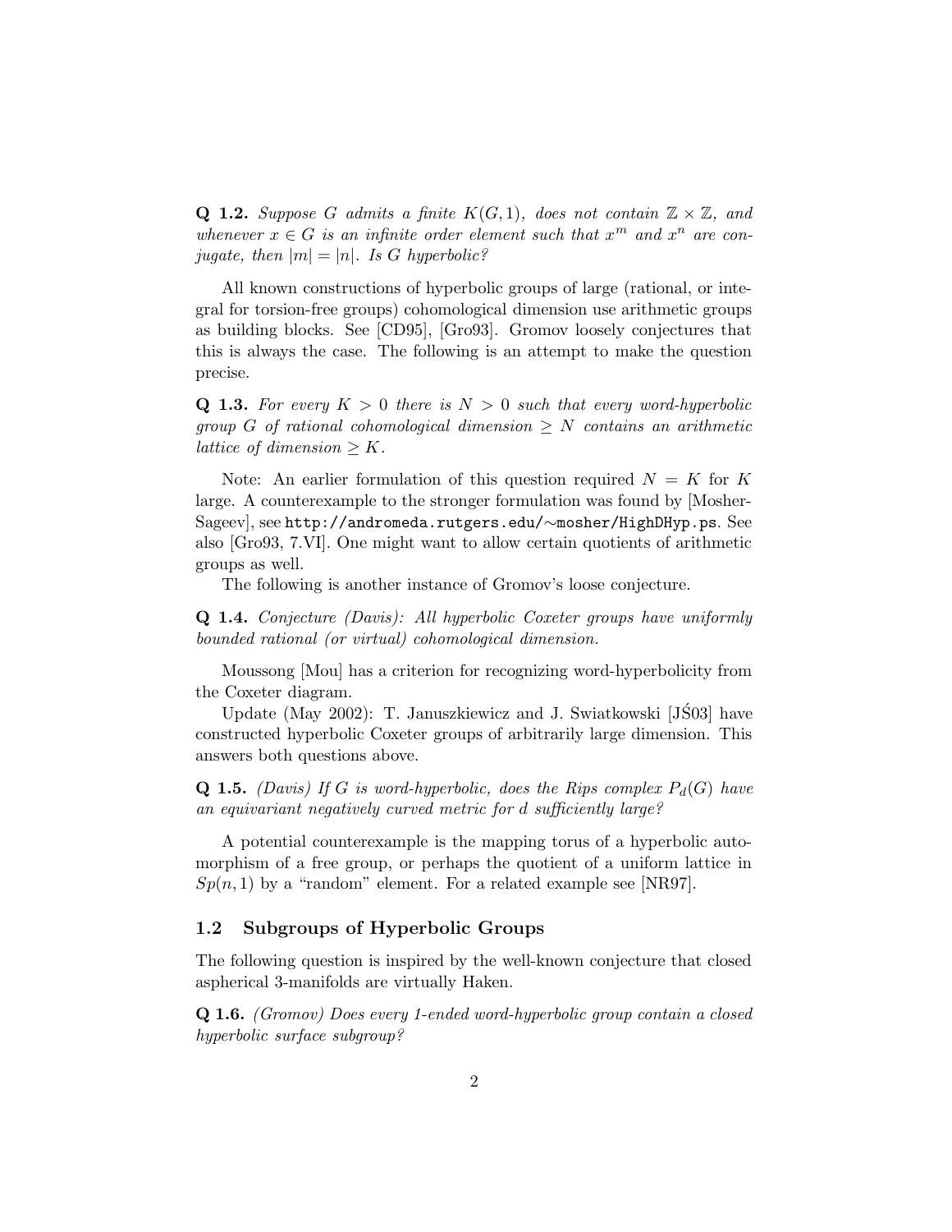**Q 1.2.** *Suppose $G$ admits a finite $K(G,1)$, does not contain $\mathbb{Z} \times \mathbb{Z}$, and whenever $x \in G$ is an infinite order element such that $x^m$ and $x^n$ are conjugate, then $|m| = |n|$. Is $G$ hyperbolic?*

All known constructions of hyperbolic groups of large (rational, or integral for torsion-free groups) cohomological dimension use arithmetic groups as building blocks. See [CD95], [Gro93]. Gromov loosely conjectures that this is always the case. The following is an attempt to make the question precise.

**Q 1.3.** *For every $K > 0$ there is $N > 0$ such that every word-hyperbolic group $G$ of rational cohomological dimension $\geq N$ contains an arithmetic lattice of dimension $\geq K$.*

Note: An earlier formulation of this question required $N = K$ for $K$ large. A counterexample to the stronger formulation was found by [Mosher-Sageev], see `http://andromeda.rutgers.edu/~mosher/HighDHyp.ps`. See also [Gro93, 7.VI]. One might want to allow certain quotients of arithmetic groups as well.

The following is another instance of Gromov's loose conjecture.

**Q 1.4.** *Conjecture (Davis): All hyperbolic Coxeter groups have uniformly bounded rational (or virtual) cohomological dimension.*

Moussong [Mou] has a criterion for recognizing word-hyperbolicity from the Coxeter diagram.

Update (May 2002): T. Januszkiewicz and J. Swiatkowski [JŚ03] have constructed hyperbolic Coxeter groups of arbitrarily large dimension. This answers both questions above.

**Q 1.5.** *(Davis) If $G$ is word-hyperbolic, does the Rips complex $P_d(G)$ have an equivariant negatively curved metric for $d$ sufficiently large?*

A potential counterexample is the mapping torus of a hyperbolic automorphism of a free group, or perhaps the quotient of a uniform lattice in $Sp(n,1)$ by a "random" element. For a related example see [NR97].

## 1.2 Subgroups of Hyperbolic Groups

The following question is inspired by the well-known conjecture that closed aspherical 3-manifolds are virtually Haken.

**Q 1.6.** *(Gromov) Does every 1-ended word-hyperbolic group contain a closed hyperbolic surface subgroup?*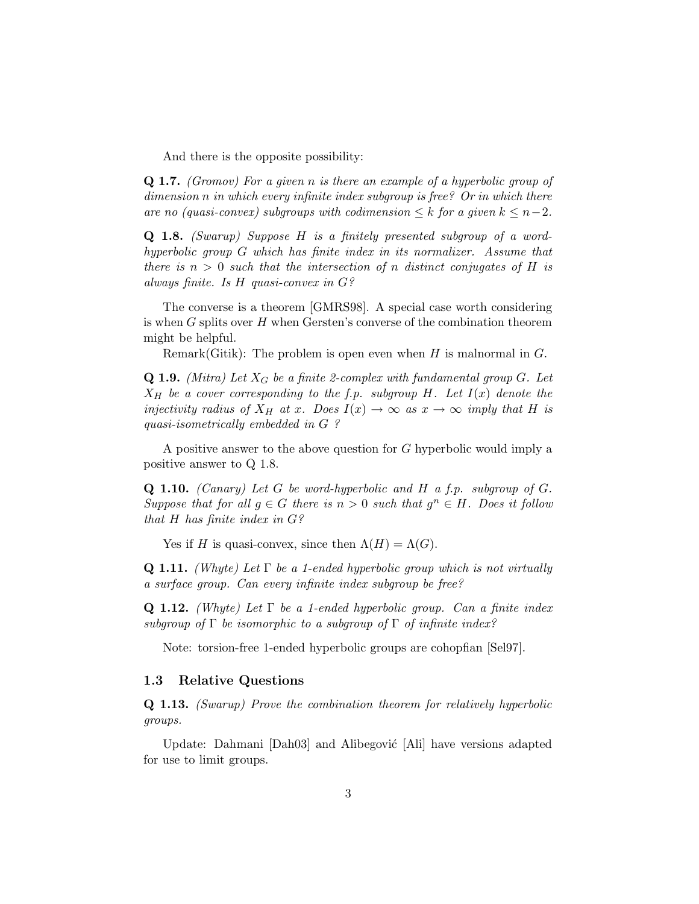And there is the opposite possibility:

**Q 1.7.** *(Gromov) For a given n is there an example of a hyperbolic group of dimension n in which every infinite index subgroup is free? Or in which there are no (quasi-convex) subgroups with codimension $\leq k$ for a given $k \leq n-2$.*

**Q 1.8.** *(Swarup) Suppose $H$ is a finitely presented subgroup of a word-hyperbolic group $G$ which has finite index in its normalizer. Assume that there is $n > 0$ such that the intersection of $n$ distinct conjugates of $H$ is always finite. Is $H$ quasi-convex in $G$?*

The converse is a theorem [GMRS98]. A special case worth considering is when $G$ splits over $H$ when Gersten's converse of the combination theorem might be helpful.

Remark(Gitik): The problem is open even when $H$ is malnormal in $G$.

**Q 1.9.** *(Mitra) Let $X_G$ be a finite 2-complex with fundamental group $G$. Let $X_H$ be a cover corresponding to the f.p. subgroup $H$. Let $I(x)$ denote the injectivity radius of $X_H$ at $x$. Does $I(x) \to \infty$ as $x \to \infty$ imply that $H$ is quasi-isometrically embedded in $G$ ?*

A positive answer to the above question for $G$ hyperbolic would imply a positive answer to Q 1.8.

**Q 1.10.** *(Canary) Let $G$ be word-hyperbolic and $H$ a f.p. subgroup of $G$. Suppose that for all $g \in G$ there is $n > 0$ such that $g^n \in H$. Does it follow that $H$ has finite index in $G$?*

Yes if $H$ is quasi-convex, since then $\Lambda(H) = \Lambda(G)$.

**Q 1.11.** *(Whyte) Let $\Gamma$ be a 1-ended hyperbolic group which is not virtually a surface group. Can every infinite index subgroup be free?*

**Q 1.12.** *(Whyte) Let $\Gamma$ be a 1-ended hyperbolic group. Can a finite index subgroup of $\Gamma$ be isomorphic to a subgroup of $\Gamma$ of infinite index?*

Note: torsion-free 1-ended hyperbolic groups are cohopfian [Sel97].

### 1.3 Relative Questions

**Q 1.13.** *(Swarup) Prove the combination theorem for relatively hyperbolic groups.*

Update: Dahmani [Dah03] and Alibegović [Ali] have versions adapted for use to limit groups.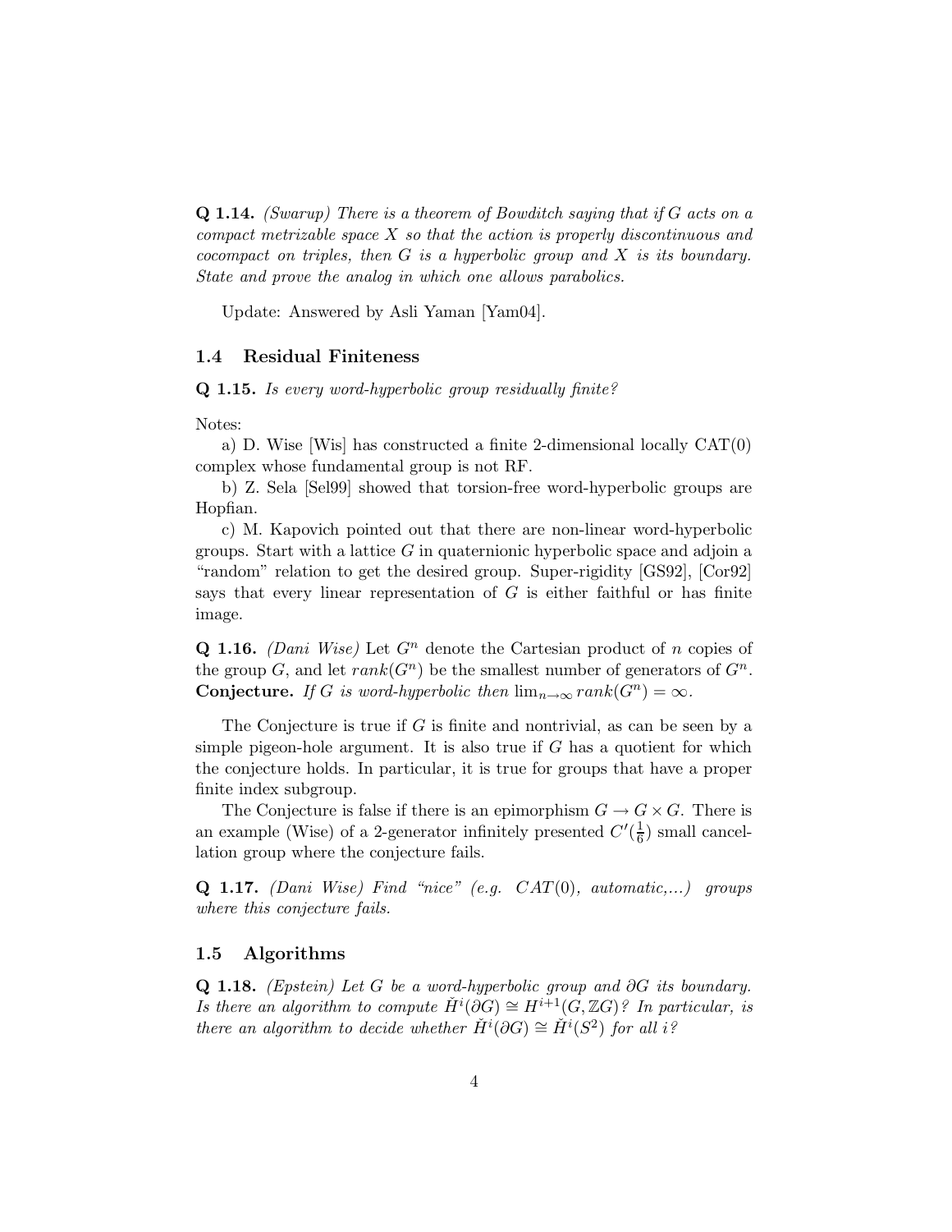**Q 1.14.** *(Swarup) There is a theorem of Bowditch saying that if $G$ acts on a compact metrizable space $X$ so that the action is properly discontinuous and cocompact on triples, then $G$ is a hyperbolic group and $X$ is its boundary. State and prove the analog in which one allows parabolics.*

Update: Answered by Asli Yaman [Yam04].

### 1.4 Residual Finiteness

**Q 1.15.** *Is every word-hyperbolic group residually finite?*

Notes:

a) D. Wise [Wis] has constructed a finite 2-dimensional locally CAT(0) complex whose fundamental group is not RF.

b) Z. Sela [Sel99] showed that torsion-free word-hyperbolic groups are Hopfian.

c) M. Kapovich pointed out that there are non-linear word-hyperbolic groups. Start with a lattice $G$ in quaternionic hyperbolic space and adjoin a "random" relation to get the desired group. Super-rigidity [GS92], [Cor92] says that every linear representation of $G$ is either faithful or has finite image.

**Q 1.16.** *(Dani Wise) Let $G^n$ denote the Cartesian product of $n$ copies of the group $G$, and let $rank(G^n)$ be the smallest number of generators of $G^n$.*
**Conjecture.** *If $G$ is word-hyperbolic then $\lim_{n\to\infty} rank(G^n) = \infty$.*

The Conjecture is true if $G$ is finite and nontrivial, as can be seen by a simple pigeon-hole argument. It is also true if $G$ has a quotient for which the conjecture holds. In particular, it is true for groups that have a proper finite index subgroup.

The Conjecture is false if there is an epimorphism $G \to G \times G$. There is an example (Wise) of a 2-generator infinitely presented $C'(\frac{1}{6})$ small cancellation group where the conjecture fails.

**Q 1.17.** *(Dani Wise) Find "nice" (e.g. $CAT(0)$, automatic,...) groups where this conjecture fails.*

### 1.5 Algorithms

**Q 1.18.** *(Epstein) Let $G$ be a word-hyperbolic group and $\partial G$ its boundary. Is there an algorithm to compute $\check{H}^i(\partial G) \cong H^{i+1}(G, \mathbb{Z}G)$? In particular, is there an algorithm to decide whether $\check{H}^i(\partial G) \cong \check{H}^i(S^2)$ for all $i$?*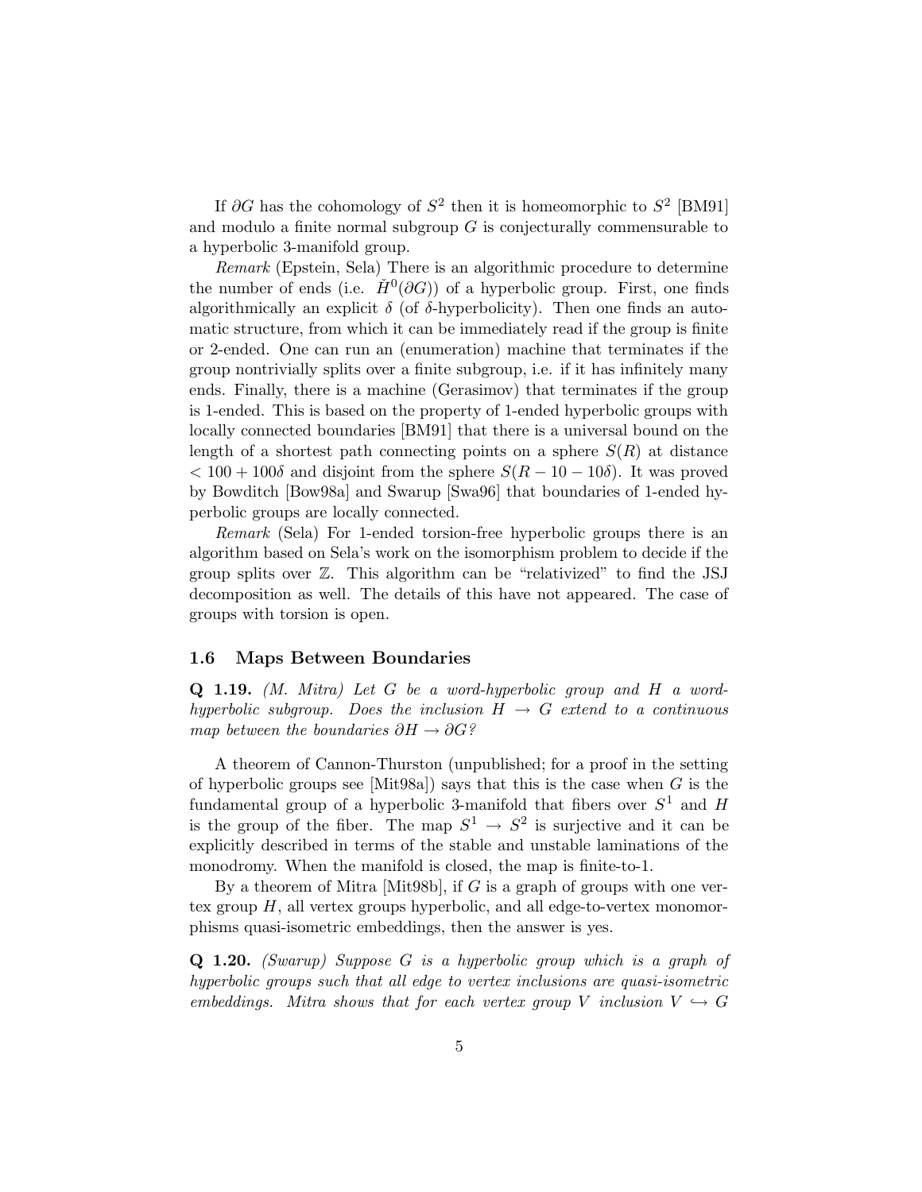If $\partial G$ has the cohomology of $S^2$ then it is homeomorphic to $S^2$ [BM91] and modulo a finite normal subgroup $G$ is conjecturally commensurable to a hyperbolic 3-manifold group.

*Remark* (Epstein, Sela) There is an algorithmic procedure to determine the number of ends (i.e. $\check{H}^0(\partial G)$) of a hyperbolic group. First, one finds algorithmically an explicit $\delta$ (of $\delta$-hyperbolicity). Then one finds an automatic structure, from which it can be immediately read if the group is finite or 2-ended. One can run an (enumeration) machine that terminates if the group nontrivially splits over a finite subgroup, i.e. if it has infinitely many ends. Finally, there is a machine (Gerasimov) that terminates if the group is 1-ended. This is based on the property of 1-ended hyperbolic groups with locally connected boundaries [BM91] that there is a universal bound on the length of a shortest path connecting points on a sphere $S(R)$ at distance $< 100 + 100\delta$ and disjoint from the sphere $S(R - 10 - 10\delta)$. It was proved by Bowditch [Bow98a] and Swarup [Swa96] that boundaries of 1-ended hyperbolic groups are locally connected.

*Remark* (Sela) For 1-ended torsion-free hyperbolic groups there is an algorithm based on Sela's work on the isomorphism problem to decide if the group splits over $\mathbb{Z}$. This algorithm can be "relativized" to find the JSJ decomposition as well. The details of this have not appeared. The case of groups with torsion is open.

### 1.6 Maps Between Boundaries

**Q 1.19.** *(M. Mitra) Let $G$ be a word-hyperbolic group and $H$ a word-hyperbolic subgroup. Does the inclusion $H \to G$ extend to a continuous map between the boundaries $\partial H \to \partial G$?*

A theorem of Cannon-Thurston (unpublished; for a proof in the setting of hyperbolic groups see [Mit98a]) says that this is the case when $G$ is the fundamental group of a hyperbolic 3-manifold that fibers over $S^1$ and $H$ is the group of the fiber. The map $S^1 \to S^2$ is surjective and it can be explicitly described in terms of the stable and unstable laminations of the monodromy. When the manifold is closed, the map is finite-to-1.

By a theorem of Mitra [Mit98b], if $G$ is a graph of groups with one vertex group $H$, all vertex groups hyperbolic, and all edge-to-vertex monomorphisms quasi-isometric embeddings, then the answer is yes.

**Q 1.20.** *(Swarup) Suppose $G$ is a hyperbolic group which is a graph of hyperbolic groups such that all edge to vertex inclusions are quasi-isometric embeddings. Mitra shows that for each vertex group $V$ inclusion $V \hookrightarrow G$*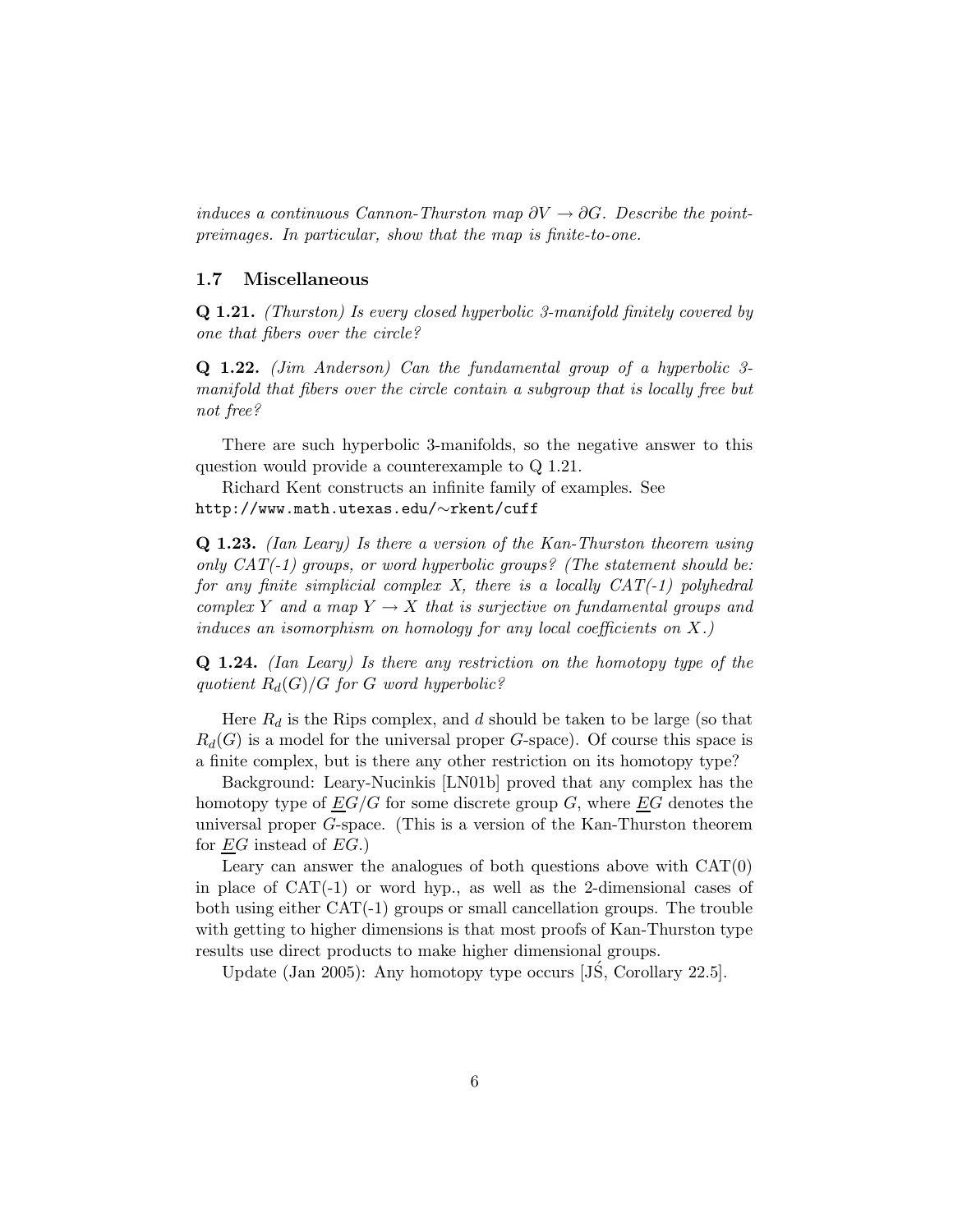*induces a continuous Cannon-Thurston map $\partial V \to \partial G$. Describe the point-preimages. In particular, show that the map is finite-to-one.*

### 1.7 Miscellaneous

**Q 1.21.** *(Thurston) Is every closed hyperbolic 3-manifold finitely covered by one that fibers over the circle?*

**Q 1.22.** *(Jim Anderson) Can the fundamental group of a hyperbolic 3-manifold that fibers over the circle contain a subgroup that is locally free but not free?*

There are such hyperbolic 3-manifolds, so the negative answer to this question would provide a counterexample to Q 1.21.

Richard Kent constructs an infinite family of examples. See `http://www.math.utexas.edu/~rkent/cuff`

**Q 1.23.** *(Ian Leary) Is there a version of the Kan-Thurston theorem using only CAT(-1) groups, or word hyperbolic groups? (The statement should be: for any finite simplicial complex $X$, there is a locally CAT(-1) polyhedral complex $Y$ and a map $Y \to X$ that is surjective on fundamental groups and induces an isomorphism on homology for any local coefficients on $X$.)*

**Q 1.24.** *(Ian Leary) Is there any restriction on the homotopy type of the quotient $R_d(G)/G$ for $G$ word hyperbolic?*

Here $R_d$ is the Rips complex, and $d$ should be taken to be large (so that $R_d(G)$ is a model for the universal proper $G$-space). Of course this space is a finite complex, but is there any other restriction on its homotopy type?

Background: Leary-Nucinkis [LN01b] proved that any complex has the homotopy type of $\underline{E}G/G$ for some discrete group $G$, where $\underline{E}G$ denotes the universal proper $G$-space. (This is a version of the Kan-Thurston theorem for $\underline{E}G$ instead of $EG$.)

Leary can answer the analogues of both questions above with CAT(0) in place of CAT(-1) or word hyp., as well as the 2-dimensional cases of both using either CAT(-1) groups or small cancellation groups. The trouble with getting to higher dimensions is that most proofs of Kan-Thurston type results use direct products to make higher dimensional groups.

Update (Jan 2005): Any homotopy type occurs [JŚ, Corollary 22.5].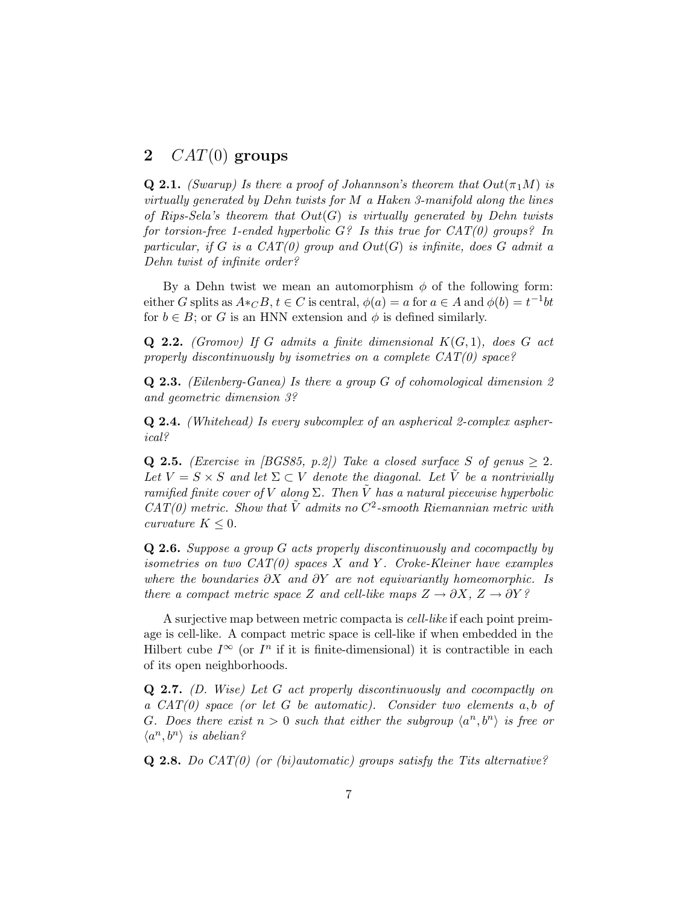## 2 $CAT(0)$ groups

**Q 2.1.** *(Swarup) Is there a proof of Johannson's theorem that $Out(\pi_1 M)$ is virtually generated by Dehn twists for $M$ a Haken 3-manifold along the lines of Rips-Sela's theorem that $Out(G)$ is virtually generated by Dehn twists for torsion-free 1-ended hyperbolic $G$? Is this true for CAT(0) groups? In particular, if $G$ is a CAT(0) group and $Out(G)$ is infinite, does $G$ admit a Dehn twist of infinite order?*

By a Dehn twist we mean an automorphism $\phi$ of the following form: either $G$ splits as $A *_C B$, $t \in C$ is central, $\phi(a) = a$ for $a \in A$ and $\phi(b) = t^{-1}bt$ for $b \in B$; or $G$ is an HNN extension and $\phi$ is defined similarly.

**Q 2.2.** *(Gromov) If $G$ admits a finite dimensional $K(G, 1)$, does $G$ act properly discontinuously by isometries on a complete CAT(0) space?*

**Q 2.3.** *(Eilenberg-Ganea) Is there a group $G$ of cohomological dimension 2 and geometric dimension 3?*

**Q 2.4.** *(Whitehead) Is every subcomplex of an aspherical 2-complex aspherical?*

**Q 2.5.** *(Exercise in [BGS85, p.2]) Take a closed surface $S$ of genus $\geq 2$. Let $V = S \times S$ and let $\Sigma \subset V$ denote the diagonal. Let $\tilde{V}$ be a nontrivially ramified finite cover of $V$ along $\Sigma$. Then $\tilde{V}$ has a natural piecewise hyperbolic CAT(0) metric. Show that $\tilde{V}$ admits no $C^2$-smooth Riemannian metric with curvature $K \leq 0$.*

**Q 2.6.** *Suppose a group $G$ acts properly discontinuously and cocompactly by isometries on two CAT(0) spaces $X$ and $Y$. Croke-Kleiner have examples where the boundaries $\partial X$ and $\partial Y$ are not equivariantly homeomorphic. Is there a compact metric space $Z$ and cell-like maps $Z \to \partial X$, $Z \to \partial Y$?*

A surjective map between metric compacta is *cell-like* if each point preimage is cell-like. A compact metric space is cell-like if when embedded in the Hilbert cube $I^\infty$ (or $I^n$ if it is finite-dimensional) it is contractible in each of its open neighborhoods.

**Q 2.7.** *(D. Wise) Let $G$ act properly discontinuously and cocompactly on a CAT(0) space (or let $G$ be automatic). Consider two elements $a, b$ of $G$. Does there exist $n > 0$ such that either the subgroup $\langle a^n, b^n \rangle$ is free or $\langle a^n, b^n \rangle$ is abelian?*

**Q 2.8.** *Do CAT(0) (or (bi)automatic) groups satisfy the Tits alternative?*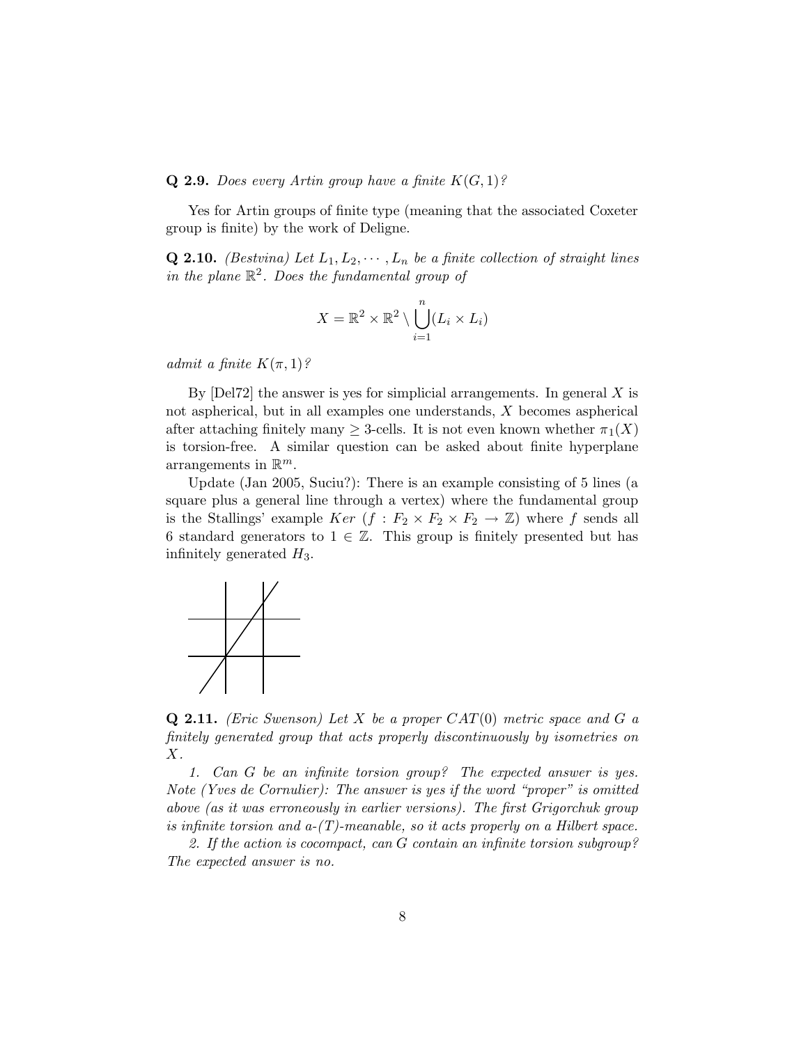**Q 2.9.** *Does every Artin group have a finite $K(G, 1)$?*

Yes for Artin groups of finite type (meaning that the associated Coxeter group is finite) by the work of Deligne.

**Q 2.10.** *(Bestvina) Let $L_1, L_2, \cdots, L_n$ be a finite collection of straight lines in the plane $\mathbb{R}^2$. Does the fundamental group of*

$$X = \mathbb{R}^2 \times \mathbb{R}^2 \setminus \bigcup_{i=1}^{n} (L_i \times L_i)$$

*admit a finite $K(\pi, 1)$?*

By [Del72] the answer is yes for simplicial arrangements. In general $X$ is not aspherical, but in all examples one understands, $X$ becomes aspherical after attaching finitely many $\geq 3$-cells. It is not even known whether $\pi_1(X)$ is torsion-free. A similar question can be asked about finite hyperplane arrangements in $\mathbb{R}^m$.

Update (Jan 2005, Suciu?): There is an example consisting of 5 lines (a square plus a general line through a vertex) where the fundamental group is the Stallings' example $Ker\ (f : F_2 \times F_2 \times F_2 \to \mathbb{Z})$ where $f$ sends all 6 standard generators to $1 \in \mathbb{Z}$. This group is finitely presented but has infinitely generated $H_3$.

**Q 2.11.** *(Eric Swenson) Let $X$ be a proper $CAT(0)$ metric space and $G$ a finitely generated group that acts properly discontinuously by isometries on $X$.*

*1. Can $G$ be an infinite torsion group? The expected answer is yes. Note (Yves de Cornulier): The answer is yes if the word "proper" is omitted above (as it was erroneously in earlier versions). The first Grigorchuk group is infinite torsion and a-(T)-meanable, so it acts properly on a Hilbert space.*

*2. If the action is cocompact, can $G$ contain an infinite torsion subgroup? The expected answer is no.*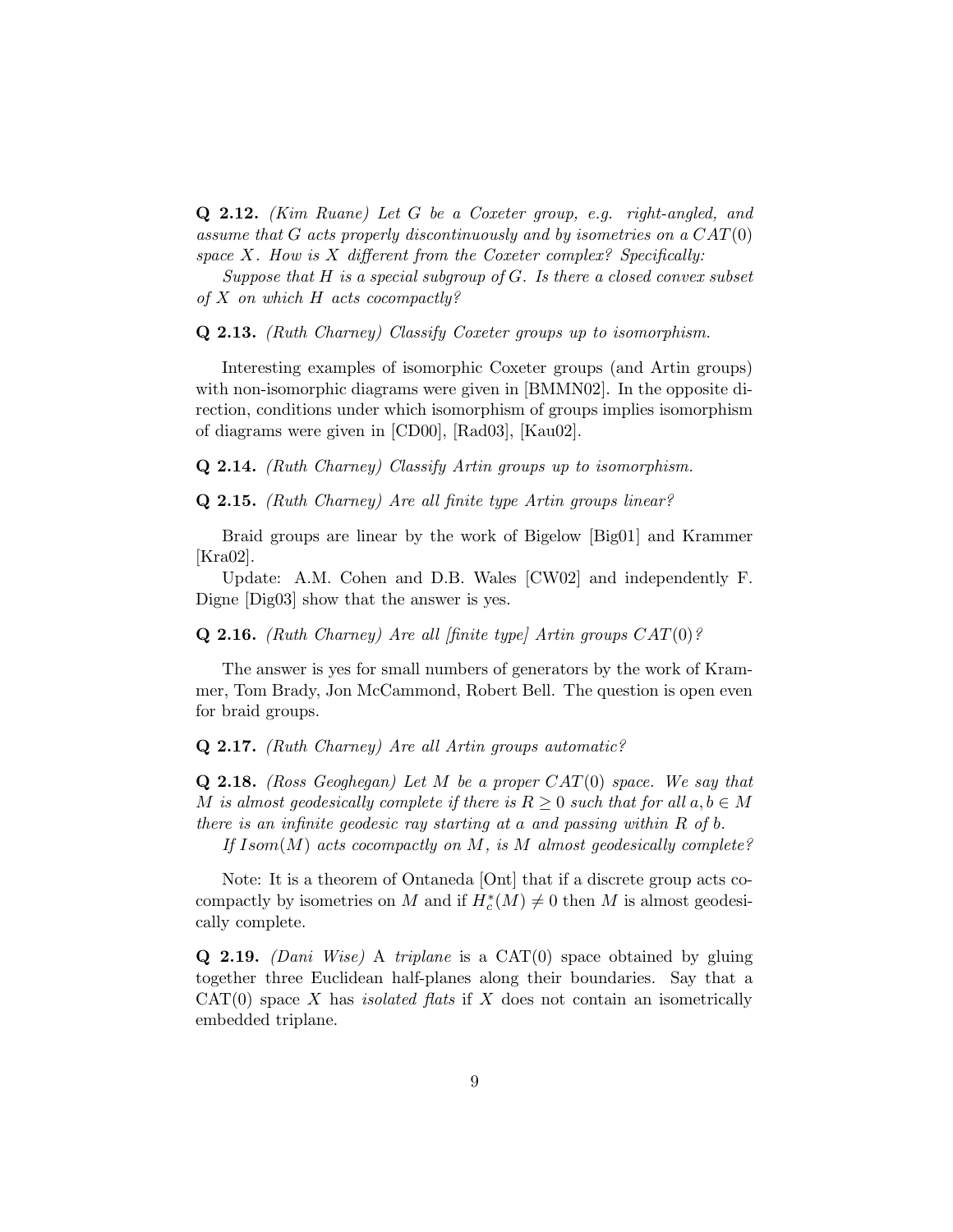**Q 2.12.** *(Kim Ruane) Let $G$ be a Coxeter group, e.g. right-angled, and assume that $G$ acts properly discontinuously and by isometries on a $CAT(0)$ space $X$. How is $X$ different from the Coxeter complex? Specifically:*

*Suppose that $H$ is a special subgroup of $G$. Is there a closed convex subset of $X$ on which $H$ acts cocompactly?*

**Q 2.13.** *(Ruth Charney) Classify Coxeter groups up to isomorphism.*

Interesting examples of isomorphic Coxeter groups (and Artin groups) with non-isomorphic diagrams were given in [BMMN02]. In the opposite direction, conditions under which isomorphism of groups implies isomorphism of diagrams were given in [CD00], [Rad03], [Kau02].

**Q 2.14.** *(Ruth Charney) Classify Artin groups up to isomorphism.*

**Q 2.15.** *(Ruth Charney) Are all finite type Artin groups linear?*

Braid groups are linear by the work of Bigelow [Big01] and Krammer [Kra02].

Update: A.M. Cohen and D.B. Wales [CW02] and independently F. Digne [Dig03] show that the answer is yes.

**Q 2.16.** *(Ruth Charney) Are all [finite type] Artin groups $CAT(0)$?*

The answer is yes for small numbers of generators by the work of Krammer, Tom Brady, Jon McCammond, Robert Bell. The question is open even for braid groups.

**Q 2.17.** *(Ruth Charney) Are all Artin groups automatic?*

**Q 2.18.** *(Ross Geoghegan) Let $M$ be a proper $CAT(0)$ space. We say that $M$ is almost geodesically complete if there is $R \geq 0$ such that for all $a, b \in M$ there is an infinite geodesic ray starting at $a$ and passing within $R$ of $b$.*

*If $Isom(M)$ acts cocompactly on $M$, is $M$ almost geodesically complete?*

Note: It is a theorem of Ontaneda [Ont] that if a discrete group acts cocompactly by isometries on $M$ and if $H^*_c(M) \neq 0$ then $M$ is almost geodesically complete.

**Q 2.19.** *(Dani Wise)* A *triplane* is a CAT(0) space obtained by gluing together three Euclidean half-planes along their boundaries. Say that a CAT(0) space $X$ has *isolated flats* if $X$ does not contain an isometrically embedded triplane.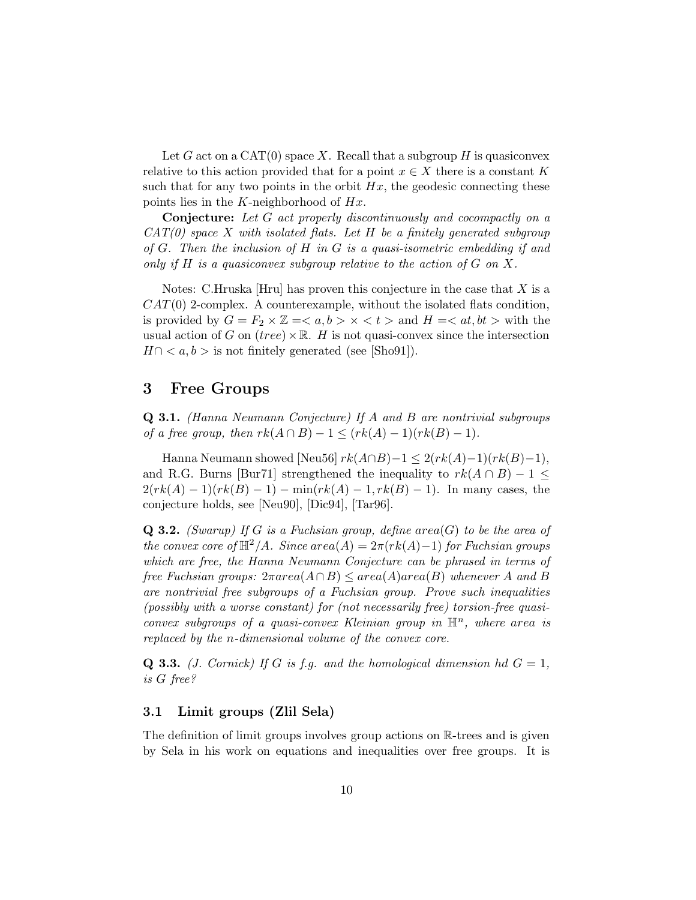Let $G$ act on a CAT(0) space $X$. Recall that a subgroup $H$ is quasiconvex relative to this action provided that for a point $x \in X$ there is a constant $K$ such that for any two points in the orbit $Hx$, the geodesic connecting these points lies in the $K$-neighborhood of $Hx$.

**Conjecture:** *Let $G$ act properly discontinuously and cocompactly on a CAT(0) space $X$ with isolated flats. Let $H$ be a finitely generated subgroup of $G$. Then the inclusion of $H$ in $G$ is a quasi-isometric embedding if and only if $H$ is a quasiconvex subgroup relative to the action of $G$ on $X$.*

Notes: C.Hruska [Hru] has proven this conjecture in the case that $X$ is a $CAT(0)$ 2-complex. A counterexample, without the isolated flats condition, is provided by $G = F_2 \times \mathbb{Z} = < a, b > \times < t >$ and $H = < at, bt >$ with the usual action of $G$ on $(tree) \times \mathbb{R}$. $H$ is not quasi-convex since the intersection $H \cap < a, b >$ is not finitely generated (see [Sho91]).

## 3 Free Groups

**Q 3.1.** *(Hanna Neumann Conjecture) If $A$ and $B$ are nontrivial subgroups of a free group, then $rk(A \cap B) - 1 \leq (rk(A) - 1)(rk(B) - 1)$.*

Hanna Neumann showed [Neu56] $rk(A \cap B) - 1 \leq 2(rk(A) - 1)(rk(B) - 1)$, and R.G. Burns [Bur71] strengthened the inequality to $rk(A \cap B) - 1 \leq 2(rk(A) - 1)(rk(B) - 1) - \min(rk(A) - 1, rk(B) - 1)$. In many cases, the conjecture holds, see [Neu90], [Dic94], [Tar96].

**Q 3.2.** *(Swarup) If $G$ is a Fuchsian group, define $area(G)$ to be the area of the convex core of $\mathbb{H}^2/A$. Since $area(A) = 2\pi(rk(A) - 1)$ for Fuchsian groups which are free, the Hanna Neumann Conjecture can be phrased in terms of free Fuchsian groups: $2\pi area(A \cap B) \leq area(A) area(B)$ whenever $A$ and $B$ are nontrivial free subgroups of a Fuchsian group. Prove such inequalities (possibly with a worse constant) for (not necessarily free) torsion-free quasi-convex subgroups of a quasi-convex Kleinian group in $\mathbb{H}^n$, where area is replaced by the $n$-dimensional volume of the convex core.*

**Q 3.3.** *(J. Cornick) If $G$ is f.g. and the homological dimension hd $G = 1$, is $G$ free?*

### 3.1 Limit groups (Zlil Sela)

The definition of limit groups involves group actions on $\mathbb{R}$-trees and is given by Sela in his work on equations and inequalities over free groups. It is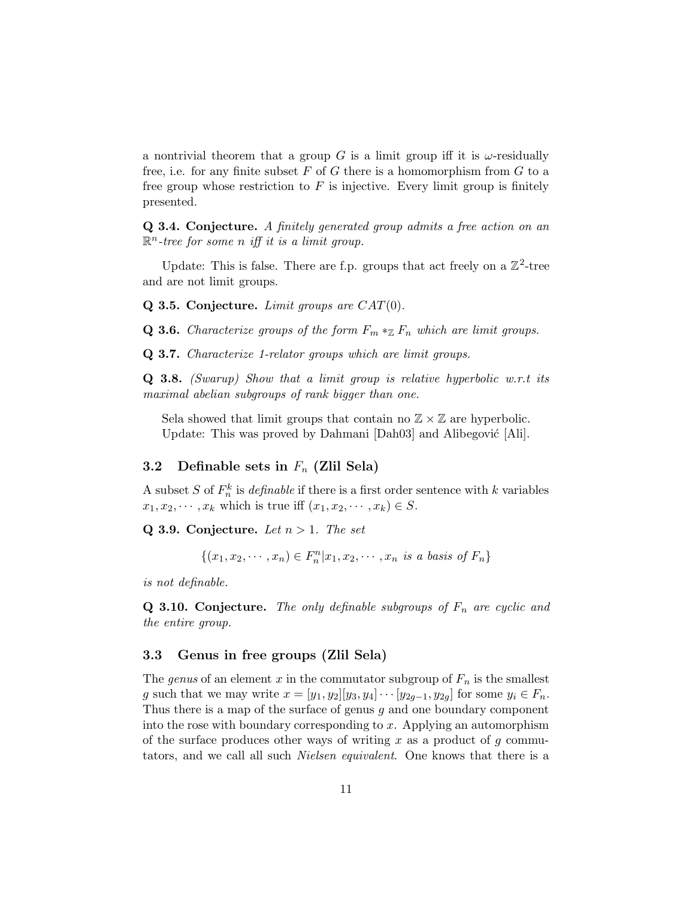a nontrivial theorem that a group $G$ is a limit group iff it is $\omega$-residually free, i.e. for any finite subset $F$ of $G$ there is a homomorphism from $G$ to a free group whose restriction to $F$ is injective. Every limit group is finitely presented.

**Q 3.4. Conjecture.** *A finitely generated group admits a free action on an $\mathbb{R}^n$-tree for some $n$ iff it is a limit group.*

Update: This is false. There are f.p. groups that act freely on a $\mathbb{Z}^2$-tree and are not limit groups.

**Q 3.5. Conjecture.** *Limit groups are $CAT(0)$.*

**Q 3.6.** *Characterize groups of the form $F_m *_{\mathbb{Z}} F_n$ which are limit groups.*

**Q 3.7.** *Characterize 1-relator groups which are limit groups.*

**Q 3.8.** *(Swarup) Show that a limit group is relative hyperbolic w.r.t its maximal abelian subgroups of rank bigger than one.*

Sela showed that limit groups that contain no $\mathbb{Z} \times \mathbb{Z}$ are hyperbolic.
Update: This was proved by Dahmani [Dah03] and Alibegović [Ali].

## 3.2 Definable sets in $F_n$ (Zlil Sela)

A subset $S$ of $F_n^k$ is *definable* if there is a first order sentence with $k$ variables $x_1, x_2, \cdots, x_k$ which is true iff $(x_1, x_2, \cdots, x_k) \in S$.

**Q 3.9. Conjecture.** *Let $n > 1$. The set*

$$\{(x_1, x_2, \cdots, x_n) \in F_n^n | x_1, x_2, \cdots, x_n \text{ is a basis of } F_n\}$$

*is not definable.*

**Q 3.10. Conjecture.** *The only definable subgroups of $F_n$ are cyclic and the entire group.*

## 3.3 Genus in free groups (Zlil Sela)

The *genus* of an element $x$ in the commutator subgroup of $F_n$ is the smallest $g$ such that we may write $x = [y_1, y_2][y_3, y_4] \cdots [y_{2g-1}, y_{2g}]$ for some $y_i \in F_n$. Thus there is a map of the surface of genus $g$ and one boundary component into the rose with boundary corresponding to $x$. Applying an automorphism of the surface produces other ways of writing $x$ as a product of $g$ commutators, and we call all such *Nielsen equivalent*. One knows that there is a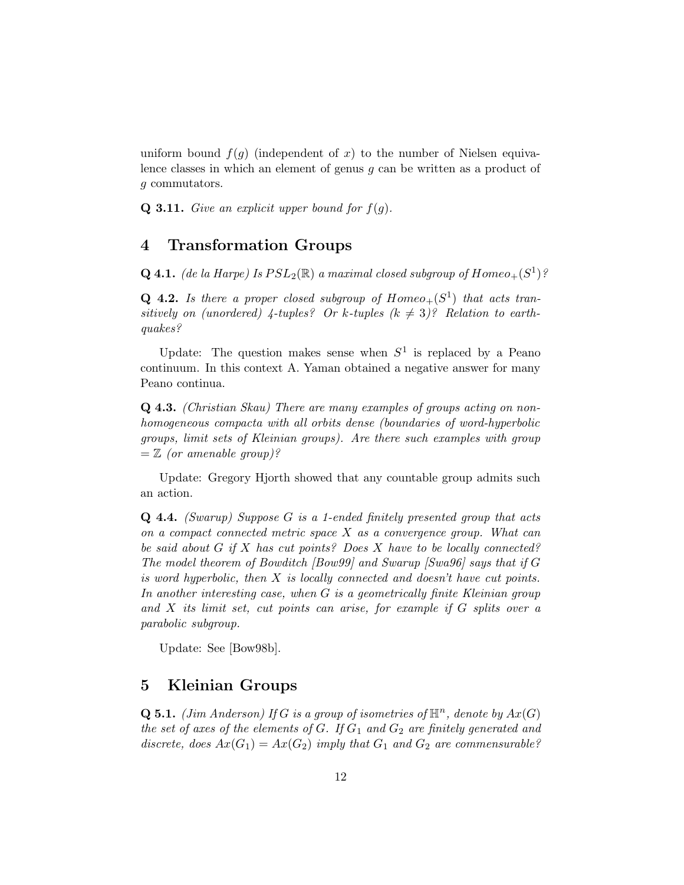uniform bound $f(g)$ (independent of $x$) to the number of Nielsen equivalence classes in which an element of genus $g$ can be written as a product of $g$ commutators.

**Q 3.11.** *Give an explicit upper bound for $f(g)$.*

## 4 Transformation Groups

**Q 4.1.** *(de la Harpe) Is $PSL_2(\mathbb{R})$ a maximal closed subgroup of $Homeo_+(S^1)$?*

**Q 4.2.** *Is there a proper closed subgroup of $Homeo_+(S^1)$ that acts transitively on (unordered) 4-tuples? Or k-tuples ($k \neq 3$)? Relation to earthquakes?*

Update: The question makes sense when $S^1$ is replaced by a Peano continuum. In this context A. Yaman obtained a negative answer for many Peano continua.

**Q 4.3.** *(Christian Skau) There are many examples of groups acting on non-homogeneous compacta with all orbits dense (boundaries of word-hyperbolic groups, limit sets of Kleinian groups). Are there such examples with group $= \mathbb{Z}$ (or amenable group)?*

Update: Gregory Hjorth showed that any countable group admits such an action.

**Q 4.4.** *(Swarup) Suppose $G$ is a 1-ended finitely presented group that acts on a compact connected metric space $X$ as a convergence group. What can be said about $G$ if $X$ has cut points? Does $X$ have to be locally connected? The model theorem of Bowditch [Bow99] and Swarup [Swa96] says that if $G$ is word hyperbolic, then $X$ is locally connected and doesn't have cut points. In another interesting case, when $G$ is a geometrically finite Kleinian group and $X$ its limit set, cut points can arise, for example if $G$ splits over a parabolic subgroup.*

Update: See [Bow98b].

## 5 Kleinian Groups

**Q 5.1.** *(Jim Anderson) If $G$ is a group of isometries of $\mathbb{H}^n$, denote by $Ax(G)$ the set of axes of the elements of $G$. If $G_1$ and $G_2$ are finitely generated and discrete, does $Ax(G_1) = Ax(G_2)$ imply that $G_1$ and $G_2$ are commensurable?*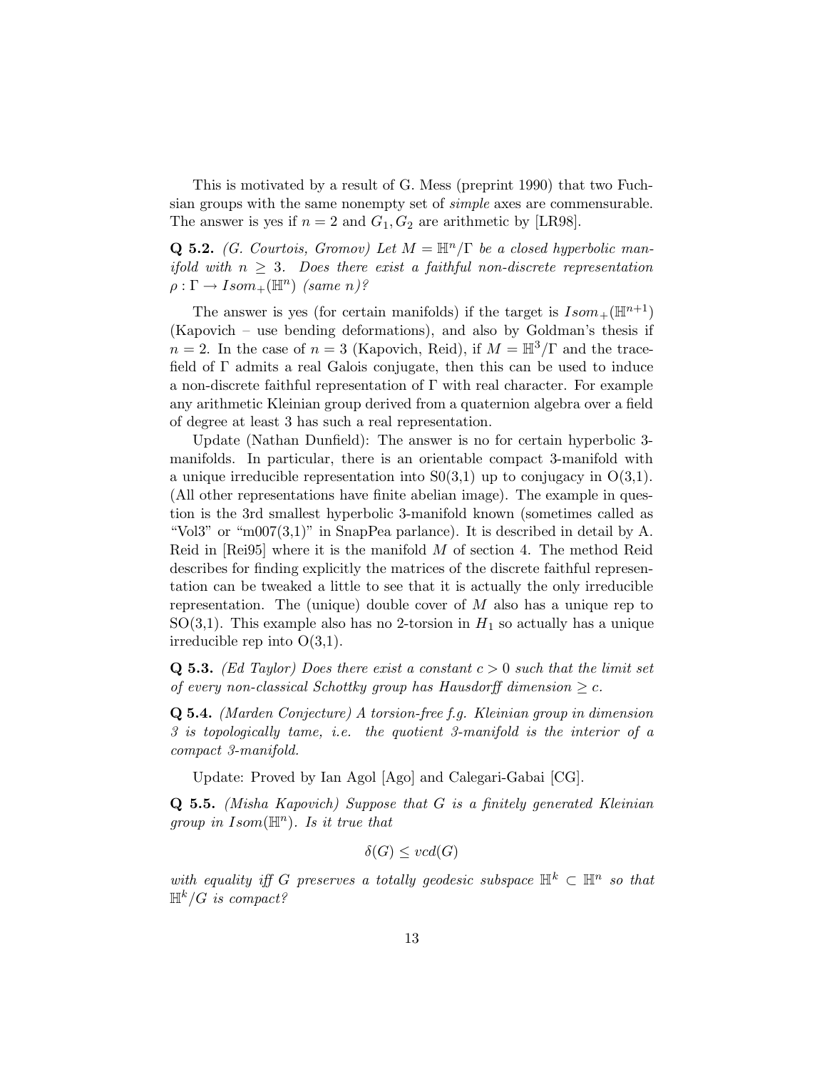This is motivated by a result of G. Mess (preprint 1990) that two Fuchsian groups with the same nonempty set of *simple* axes are commensurable. The answer is yes if $n = 2$ and $G_1, G_2$ are arithmetic by [LR98].

**Q 5.2.** *(G. Courtois, Gromov) Let $M = \mathbb{H}^n/\Gamma$ be a closed hyperbolic manifold with $n \geq 3$. Does there exist a faithful non-discrete representation $\rho : \Gamma \to Isom_+(\mathbb{H}^n)$ (same $n$)?*

The answer is yes (for certain manifolds) if the target is $Isom_+(\mathbb{H}^{n+1})$ (Kapovich – use bending deformations), and also by Goldman's thesis if $n = 2$. In the case of $n = 3$ (Kapovich, Reid), if $M = \mathbb{H}^3/\Gamma$ and the trace-field of $\Gamma$ admits a real Galois conjugate, then this can be used to induce a non-discrete faithful representation of $\Gamma$ with real character. For example any arithmetic Kleinian group derived from a quaternion algebra over a field of degree at least 3 has such a real representation.

Update (Nathan Dunfield): The answer is no for certain hyperbolic 3-manifolds. In particular, there is an orientable compact 3-manifold with a unique irreducible representation into S0(3,1) up to conjugacy in O(3,1). (All other representations have finite abelian image). The example in question is the 3rd smallest hyperbolic 3-manifold known (sometimes called as "Vol3" or "m007(3,1)" in SnapPea parlance). It is described in detail by A. Reid in [Rei95] where it is the manifold $M$ of section 4. The method Reid describes for finding explicitly the matrices of the discrete faithful representation can be tweaked a little to see that it is actually the only irreducible representation. The (unique) double cover of $M$ also has a unique rep to SO(3,1). This example also has no 2-torsion in $H_1$ so actually has a unique irreducible rep into O(3,1).

**Q 5.3.** *(Ed Taylor) Does there exist a constant $c > 0$ such that the limit set of every non-classical Schottky group has Hausdorff dimension $\geq c$.*

**Q 5.4.** *(Marden Conjecture) A torsion-free f.g. Kleinian group in dimension 3 is topologically tame, i.e. the quotient 3-manifold is the interior of a compact 3-manifold.*

Update: Proved by Ian Agol [Ago] and Calegari-Gabai [CG].

**Q 5.5.** *(Misha Kapovich) Suppose that $G$ is a finitely generated Kleinian group in $Isom(\mathbb{H}^n)$. Is it true that*

$$\delta(G) \leq vcd(G)$$

*with equality iff $G$ preserves a totally geodesic subspace $\mathbb{H}^k \subset \mathbb{H}^n$ so that $\mathbb{H}^k/G$ is compact?*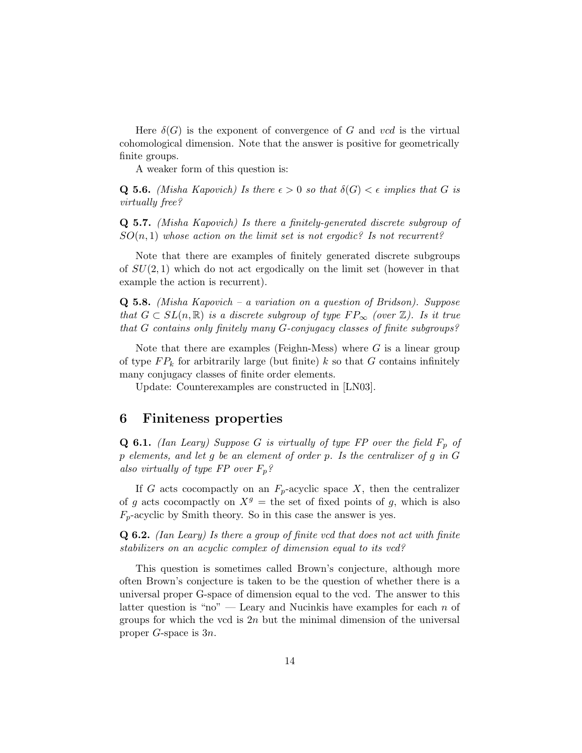Here $\delta(G)$ is the exponent of convergence of $G$ and *vcd* is the virtual cohomological dimension. Note that the answer is positive for geometrically finite groups.

A weaker form of this question is:

**Q 5.6.** *(Misha Kapovich) Is there $\epsilon > 0$ so that $\delta(G) < \epsilon$ implies that $G$ is virtually free?*

**Q 5.7.** *(Misha Kapovich) Is there a finitely-generated discrete subgroup of $SO(n, 1)$ whose action on the limit set is not ergodic? Is not recurrent?*

Note that there are examples of finitely generated discrete subgroups of $SU(2, 1)$ which do not act ergodically on the limit set (however in that example the action is recurrent).

**Q 5.8.** *(Misha Kapovich – a variation on a question of Bridson). Suppose that $G \subset SL(n, \mathbb{R})$ is a discrete subgroup of type $FP_\infty$ (over $\mathbb{Z}$). Is it true that $G$ contains only finitely many $G$-conjugacy classes of finite subgroups?*

Note that there are examples (Feighn-Mess) where $G$ is a linear group of type $FP_k$ for arbitrarily large (but finite) $k$ so that $G$ contains infinitely many conjugacy classes of finite order elements.

Update: Counterexamples are constructed in [LN03].

## 6 Finiteness properties

**Q 6.1.** *(Ian Leary) Suppose $G$ is virtually of type FP over the field $F_p$ of $p$ elements, and let $g$ be an element of order $p$. Is the centralizer of $g$ in $G$ also virtually of type FP over $F_p$?*

If $G$ acts cocompactly on an $F_p$-acyclic space $X$, then the centralizer of $g$ acts cocompactly on $X^g$ = the set of fixed points of $g$, which is also $F_p$-acyclic by Smith theory. So in this case the answer is yes.

**Q 6.2.** *(Ian Leary) Is there a group of finite vcd that does not act with finite stabilizers on an acyclic complex of dimension equal to its vcd?*

This question is sometimes called Brown's conjecture, although more often Brown's conjecture is taken to be the question of whether there is a universal proper G-space of dimension equal to the vcd. The answer to this latter question is "no" — Leary and Nucinkis have examples for each $n$ of groups for which the vcd is $2n$ but the minimal dimension of the universal proper $G$-space is $3n$.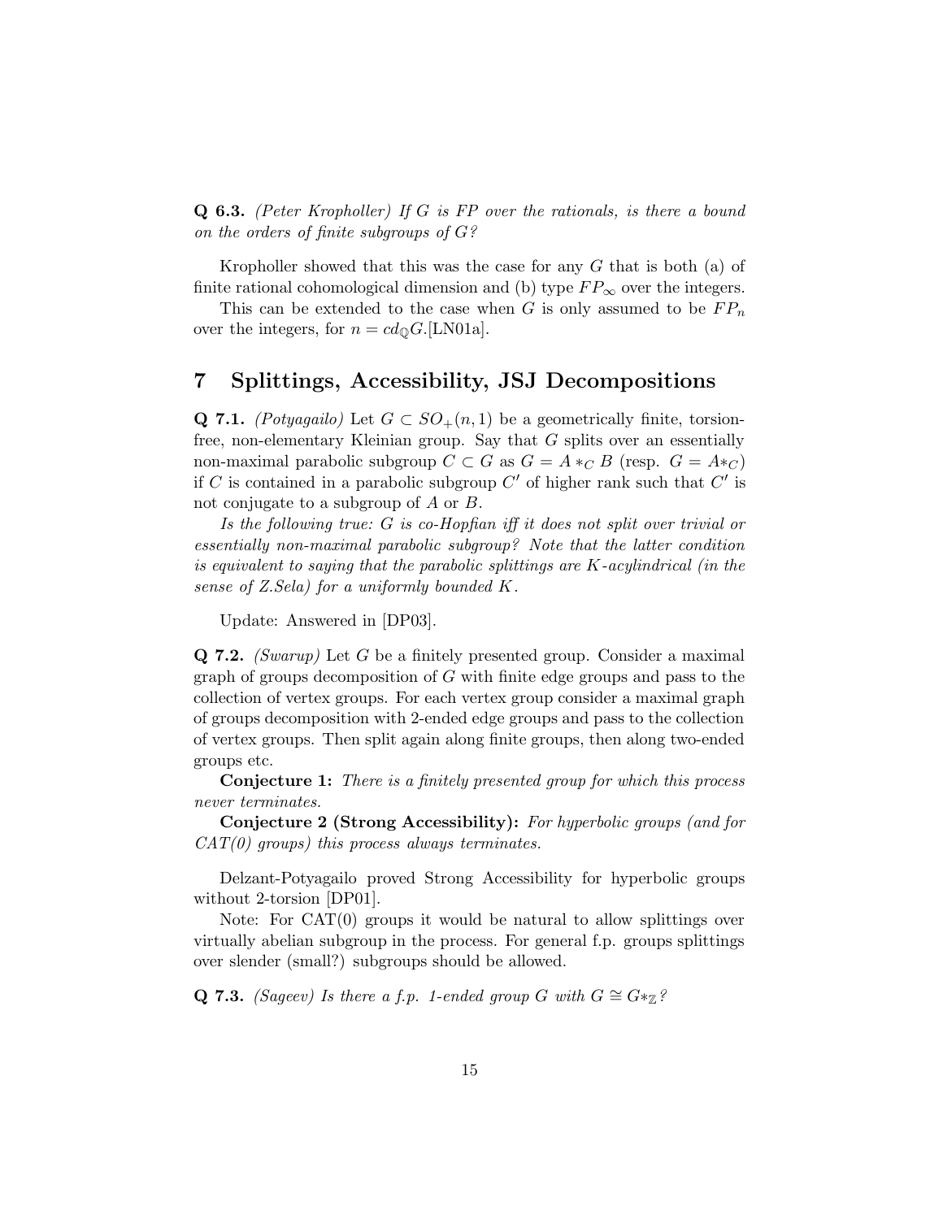**Q 6.3.** *(Peter Kropholler) If $G$ is FP over the rationals, is there a bound on the orders of finite subgroups of $G$?*

Kropholler showed that this was the case for any $G$ that is both (a) of finite rational cohomological dimension and (b) type $FP_\infty$ over the integers.

This can be extended to the case when $G$ is only assumed to be $FP_n$ over the integers, for $n = cd_{\mathbb{Q}}G$.[LN01a].

## 7 Splittings, Accessibility, JSJ Decompositions

**Q 7.1.** *(Potyagailo)* Let $G \subset SO_+(n, 1)$ be a geometrically finite, torsion-free, non-elementary Kleinian group. Say that $G$ splits over an essentially non-maximal parabolic subgroup $C \subset G$ as $G = A *_C B$ (resp. $G = A*_C$) if $C$ is contained in a parabolic subgroup $C'$ of higher rank such that $C'$ is not conjugate to a subgroup of $A$ or $B$.

*Is the following true: $G$ is co-Hopfian iff it does not split over trivial or essentially non-maximal parabolic subgroup? Note that the latter condition is equivalent to saying that the parabolic splittings are $K$-acylindrical (in the sense of Z.Sela) for a uniformly bounded $K$.*

Update: Answered in [DP03].

**Q 7.2.** *(Swarup)* Let $G$ be a finitely presented group. Consider a maximal graph of groups decomposition of $G$ with finite edge groups and pass to the collection of vertex groups. For each vertex group consider a maximal graph of groups decomposition with 2-ended edge groups and pass to the collection of vertex groups. Then split again along finite groups, then along two-ended groups etc.

**Conjecture 1:** *There is a finitely presented group for which this process never terminates.*

**Conjecture 2 (Strong Accessibility):** *For hyperbolic groups (and for CAT(0) groups) this process always terminates.*

Delzant-Potyagailo proved Strong Accessibility for hyperbolic groups without 2-torsion [DP01].

Note: For CAT(0) groups it would be natural to allow splittings over virtually abelian subgroup in the process. For general f.p. groups splittings over slender (small?) subgroups should be allowed.

**Q 7.3.** *(Sageev) Is there a f.p. 1-ended group $G$ with $G \cong G*_{\mathbb{Z}}$?*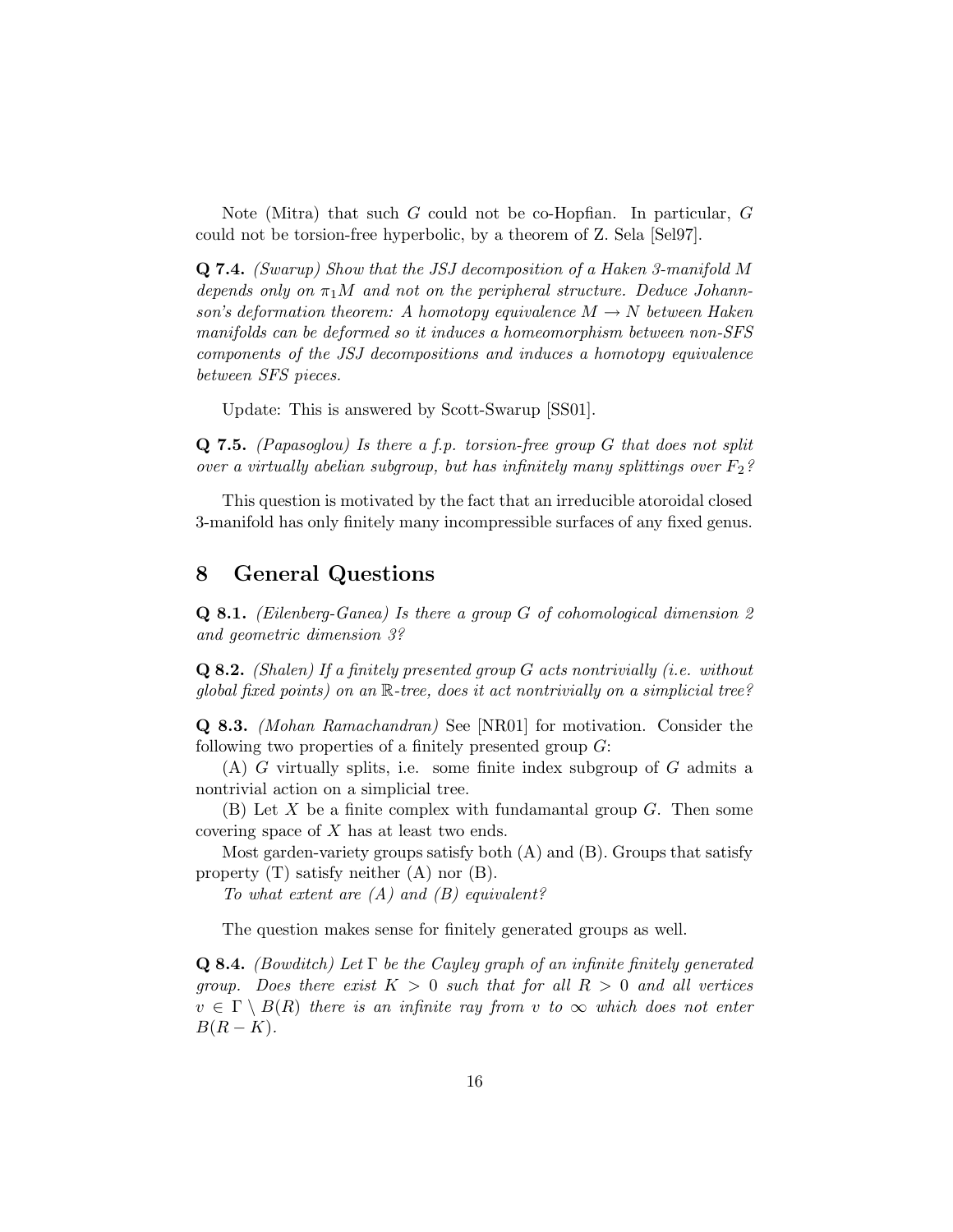Note (Mitra) that such $G$ could not be co-Hopfian. In particular, $G$ could not be torsion-free hyperbolic, by a theorem of Z. Sela [Sel97].

**Q 7.4.** *(Swarup) Show that the JSJ decomposition of a Haken 3-manifold $M$ depends only on $\pi_1 M$ and not on the peripheral structure. Deduce Johannson's deformation theorem: A homotopy equivalence $M \to N$ between Haken manifolds can be deformed so it induces a homeomorphism between non-SFS components of the JSJ decompositions and induces a homotopy equivalence between SFS pieces.*

Update: This is answered by Scott-Swarup [SS01].

**Q 7.5.** *(Papasoglou) Is there a f.p. torsion-free group $G$ that does not split over a virtually abelian subgroup, but has infinitely many splittings over $F_2$?*

This question is motivated by the fact that an irreducible atoroidal closed 3-manifold has only finitely many incompressible surfaces of any fixed genus.

## 8 General Questions

**Q 8.1.** *(Eilenberg-Ganea) Is there a group $G$ of cohomological dimension 2 and geometric dimension 3?*

**Q 8.2.** *(Shalen) If a finitely presented group $G$ acts nontrivially (i.e. without global fixed points) on an $\mathbb{R}$-tree, does it act nontrivially on a simplicial tree?*

**Q 8.3.** *(Mohan Ramachandran)* See [NR01] for motivation. Consider the following two properties of a finitely presented group $G$:

(A) $G$ virtually splits, i.e. some finite index subgroup of $G$ admits a nontrivial action on a simplicial tree.

(B) Let $X$ be a finite complex with fundamantal group $G$. Then some covering space of $X$ has at least two ends.

Most garden-variety groups satisfy both (A) and (B). Groups that satisfy property (T) satisfy neither (A) nor (B).

*To what extent are (A) and (B) equivalent?*

The question makes sense for finitely generated groups as well.

**Q 8.4.** *(Bowditch) Let $\Gamma$ be the Cayley graph of an infinite finitely generated group. Does there exist $K > 0$ such that for all $R > 0$ and all vertices $v \in \Gamma \setminus B(R)$ there is an infinite ray from $v$ to $\infty$ which does not enter $B(R - K)$.*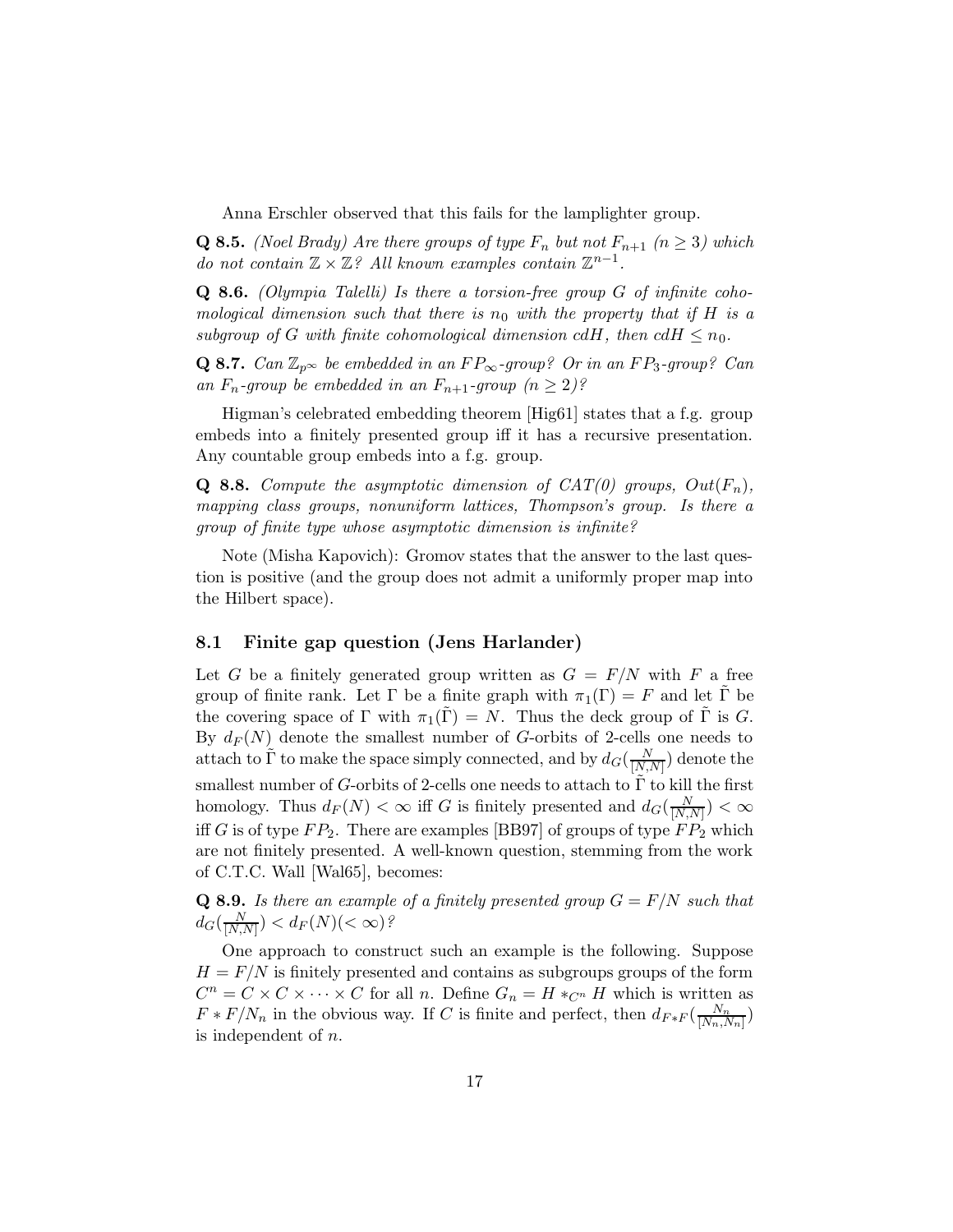Anna Erschler observed that this fails for the lamplighter group.

**Q 8.5.** *(Noel Brady) Are there groups of type $F_n$ but not $F_{n+1}$ ($n \geq 3$) which do not contain $\mathbb{Z} \times \mathbb{Z}$? All known examples contain $\mathbb{Z}^{n-1}$.*

**Q 8.6.** *(Olympia Talelli) Is there a torsion-free group $G$ of infinite cohomological dimension such that there is $n_0$ with the property that if $H$ is a subgroup of $G$ with finite cohomological dimension $cdH$, then $cdH \leq n_0$.*

**Q 8.7.** *Can $\mathbb{Z}_{p^\infty}$ be embedded in an $FP_\infty$-group? Or in an $FP_3$-group? Can an $F_n$-group be embedded in an $F_{n+1}$-group ($n \geq 2$)?*

Higman's celebrated embedding theorem [Hig61] states that a f.g. group embeds into a finitely presented group iff it has a recursive presentation. Any countable group embeds into a f.g. group.

**Q 8.8.** *Compute the asymptotic dimension of CAT(0) groups, $Out(F_n)$, mapping class groups, nonuniform lattices, Thompson's group. Is there a group of finite type whose asymptotic dimension is infinite?*

Note (Misha Kapovich): Gromov states that the answer to the last question is positive (and the group does not admit a uniformly proper map into the Hilbert space).

## 8.1 Finite gap question (Jens Harlander)

Let $G$ be a finitely generated group written as $G = F/N$ with $F$ a free group of finite rank. Let $\Gamma$ be a finite graph with $\pi_1(\Gamma) = F$ and let $\tilde{\Gamma}$ be the covering space of $\Gamma$ with $\pi_1(\tilde{\Gamma}) = N$. Thus the deck group of $\tilde{\Gamma}$ is $G$. By $d_F(N)$ denote the smallest number of $G$-orbits of 2-cells one needs to attach to $\tilde{\Gamma}$ to make the space simply connected, and by $d_G(\frac{N}{[N,N]})$ denote the smallest number of $G$-orbits of 2-cells one needs to attach to $\tilde{\Gamma}$ to kill the first homology. Thus $d_F(N) < \infty$ iff $G$ is finitely presented and $d_G(\frac{N}{[N,N]}) < \infty$ iff $G$ is of type $FP_2$. There are examples [BB97] of groups of type $FP_2$ which are not finitely presented. A well-known question, stemming from the work of C.T.C. Wall [Wal65], becomes:

**Q 8.9.** *Is there an example of a finitely presented group $G = F/N$ such that $d_G(\frac{N}{[N,N]}) < d_F(N) (< \infty)$?*

One approach to construct such an example is the following. Suppose $H = F/N$ is finitely presented and contains as subgroups groups of the form $C^n = C \times C \times \cdots \times C$ for all $n$. Define $G_n = H *_{C^n} H$ which is written as $F * F/N_n$ in the obvious way. If $C$ is finite and perfect, then $d_{F*F}(\frac{N_n}{[N_n,N_n]})$ is independent of $n$.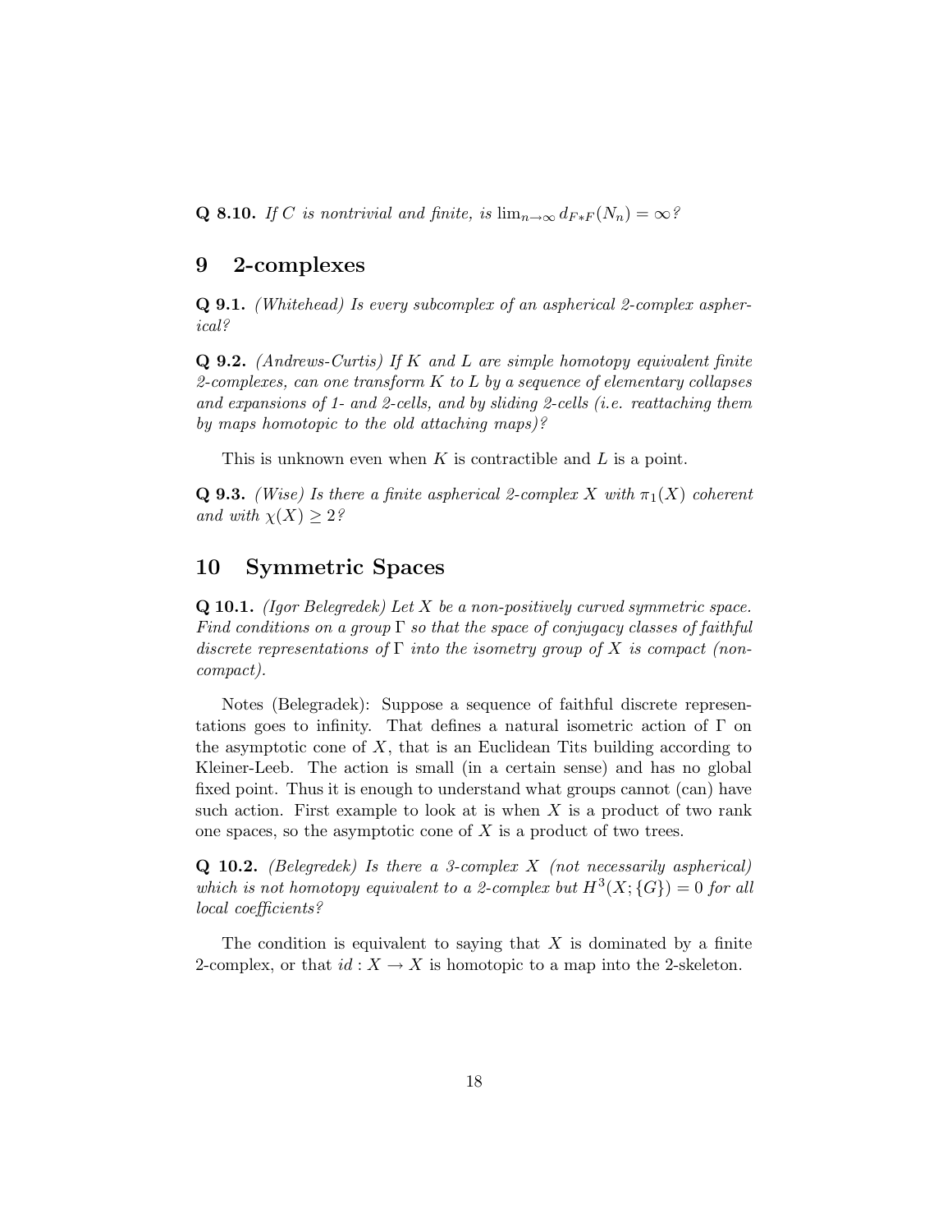**Q 8.10.** *If $C$ is nontrivial and finite, is $\lim_{n\to\infty} d_{F*F}(N_n) = \infty$?*

## 9 2-complexes

**Q 9.1.** *(Whitehead) Is every subcomplex of an aspherical 2-complex aspherical?*

**Q 9.2.** *(Andrews-Curtis) If $K$ and $L$ are simple homotopy equivalent finite 2-complexes, can one transform $K$ to $L$ by a sequence of elementary collapses and expansions of 1- and 2-cells, and by sliding 2-cells (i.e. reattaching them by maps homotopic to the old attaching maps)?*

This is unknown even when $K$ is contractible and $L$ is a point.

**Q 9.3.** *(Wise) Is there a finite aspherical 2-complex $X$ with $\pi_1(X)$ coherent and with $\chi(X) \geq 2$?*

## 10 Symmetric Spaces

**Q 10.1.** *(Igor Belegredek) Let $X$ be a non-positively curved symmetric space. Find conditions on a group $\Gamma$ so that the space of conjugacy classes of faithful discrete representations of $\Gamma$ into the isometry group of $X$ is compact (non-compact).*

Notes (Belegradek): Suppose a sequence of faithful discrete representations goes to infinity. That defines a natural isometric action of $\Gamma$ on the asymptotic cone of $X$, that is an Euclidean Tits building according to Kleiner-Leeb. The action is small (in a certain sense) and has no global fixed point. Thus it is enough to understand what groups cannot (can) have such action. First example to look at is when $X$ is a product of two rank one spaces, so the asymptotic cone of $X$ is a product of two trees.

**Q 10.2.** *(Belegredek) Is there a 3-complex $X$ (not necessarily aspherical) which is not homotopy equivalent to a 2-complex but $H^3(X; \{G\}) = 0$ for all local coefficients?*

The condition is equivalent to saying that $X$ is dominated by a finite 2-complex, or that $id : X \to X$ is homotopic to a map into the 2-skeleton.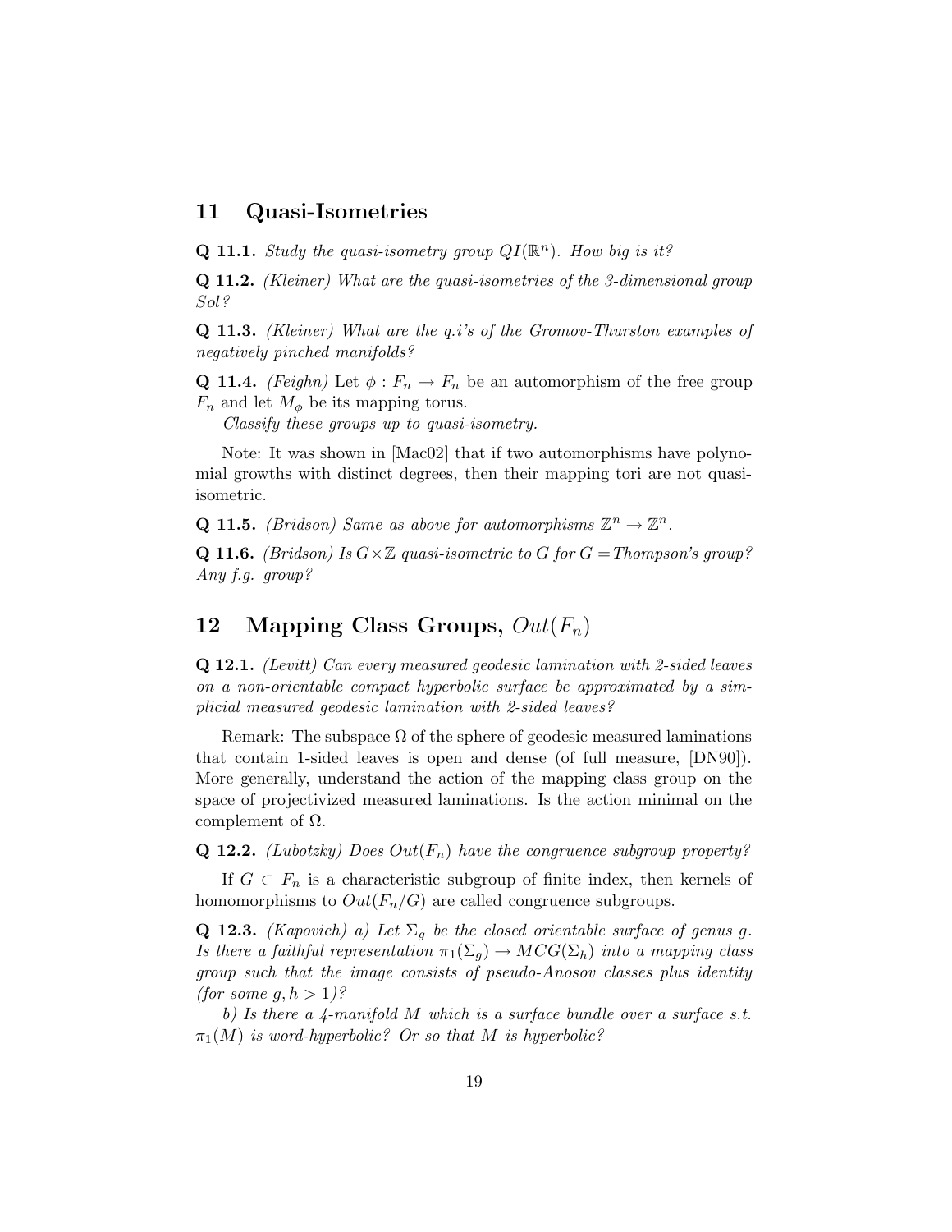## 11 Quasi-Isometries

**Q 11.1.** *Study the quasi-isometry group $QI(\mathbb{R}^n)$. How big is it?*

**Q 11.2.** *(Kleiner) What are the quasi-isometries of the 3-dimensional group Sol?*

**Q 11.3.** *(Kleiner) What are the q.i's of the Gromov-Thurston examples of negatively pinched manifolds?*

**Q 11.4.** *(Feighn)* Let $\phi : F_n \to F_n$ be an automorphism of the free group $F_n$ and let $M_\phi$ be its mapping torus.

*Classify these groups up to quasi-isometry.*

Note: It was shown in [Mac02] that if two automorphisms have polynomial growths with distinct degrees, then their mapping tori are not quasi-isometric.

**Q 11.5.** *(Bridson) Same as above for automorphisms $\mathbb{Z}^n \to \mathbb{Z}^n$.*

**Q 11.6.** *(Bridson) Is $G \times \mathbb{Z}$ quasi-isometric to $G$ for $G =$Thompson's group? Any f.g. group?*

## 12 Mapping Class Groups, $Out(F_n)$

**Q 12.1.** *(Levitt) Can every measured geodesic lamination with 2-sided leaves on a non-orientable compact hyperbolic surface be approximated by a simplicial measured geodesic lamination with 2-sided leaves?*

Remark: The subspace $\Omega$ of the sphere of geodesic measured laminations that contain 1-sided leaves is open and dense (of full measure, [DN90]). More generally, understand the action of the mapping class group on the space of projectivized measured laminations. Is the action minimal on the complement of $\Omega$.

**Q 12.2.** *(Lubotzky) Does $Out(F_n)$ have the congruence subgroup property?*

If $G \subset F_n$ is a characteristic subgroup of finite index, then kernels of homomorphisms to $Out(F_n/G)$ are called congruence subgroups.

**Q 12.3.** *(Kapovich) a) Let $\Sigma_g$ be the closed orientable surface of genus $g$. Is there a faithful representation $\pi_1(\Sigma_g) \to MCG(\Sigma_h)$ into a mapping class group such that the image consists of pseudo-Anosov classes plus identity (for some $g, h > 1$)?*

*b) Is there a 4-manifold $M$ which is a surface bundle over a surface s.t. $\pi_1(M)$ is word-hyperbolic? Or so that $M$ is hyperbolic?*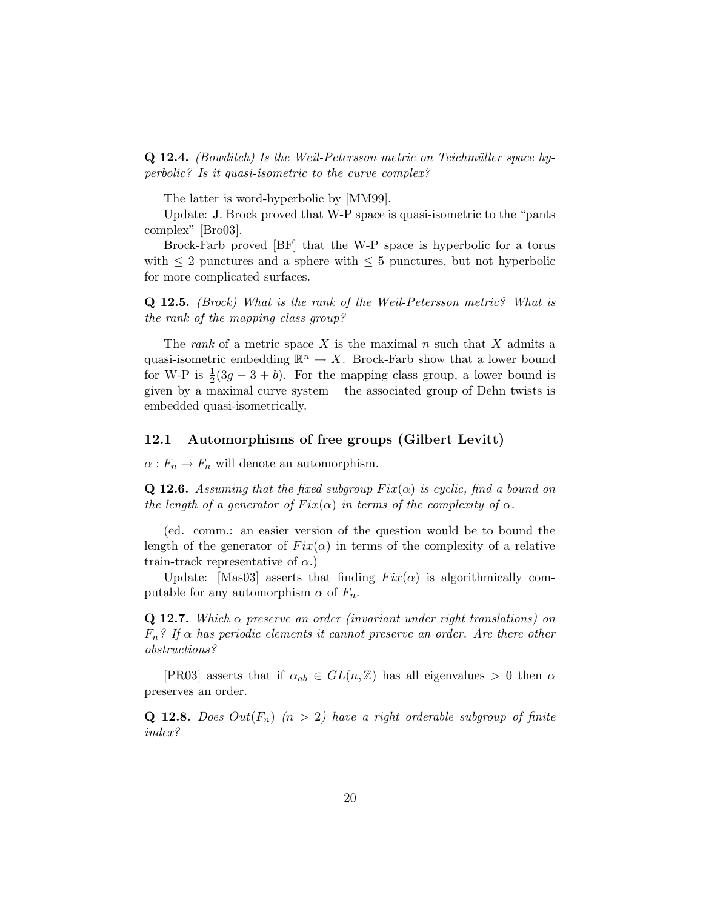**Q 12.4.** *(Bowditch) Is the Weil-Petersson metric on Teichmüller space hyperbolic? Is it quasi-isometric to the curve complex?*

The latter is word-hyperbolic by [MM99].

Update: J. Brock proved that W-P space is quasi-isometric to the "pants complex" [Bro03].

Brock-Farb proved [BF] that the W-P space is hyperbolic for a torus with $\leq 2$ punctures and a sphere with $\leq 5$ punctures, but not hyperbolic for more complicated surfaces.

**Q 12.5.** *(Brock) What is the rank of the Weil-Petersson metric? What is the rank of the mapping class group?*

The *rank* of a metric space $X$ is the maximal $n$ such that $X$ admits a quasi-isometric embedding $\mathbb{R}^n \to X$. Brock-Farb show that a lower bound for W-P is $\frac{1}{2}(3g - 3 + b)$. For the mapping class group, a lower bound is given by a maximal curve system – the associated group of Dehn twists is embedded quasi-isometrically.

## 12.1 Automorphisms of free groups (Gilbert Levitt)

$\alpha : F_n \to F_n$ will denote an automorphism.

**Q 12.6.** *Assuming that the fixed subgroup $Fix(\alpha)$ is cyclic, find a bound on the length of a generator of $Fix(\alpha)$ in terms of the complexity of $\alpha$.*

(ed. comm.: an easier version of the question would be to bound the length of the generator of $Fix(\alpha)$ in terms of the complexity of a relative train-track representative of $\alpha$.)

Update: [Mas03] asserts that finding $Fix(\alpha)$ is algorithmically computable for any automorphism $\alpha$ of $F_n$.

**Q 12.7.** *Which $\alpha$ preserve an order (invariant under right translations) on $F_n$? If $\alpha$ has periodic elements it cannot preserve an order. Are there other obstructions?*

[PR03] asserts that if $\alpha_{ab} \in GL(n, \mathbb{Z})$ has all eigenvalues $> 0$ then $\alpha$ preserves an order.

**Q 12.8.** *Does $Out(F_n)$ $(n > 2)$ have a right orderable subgroup of finite index?*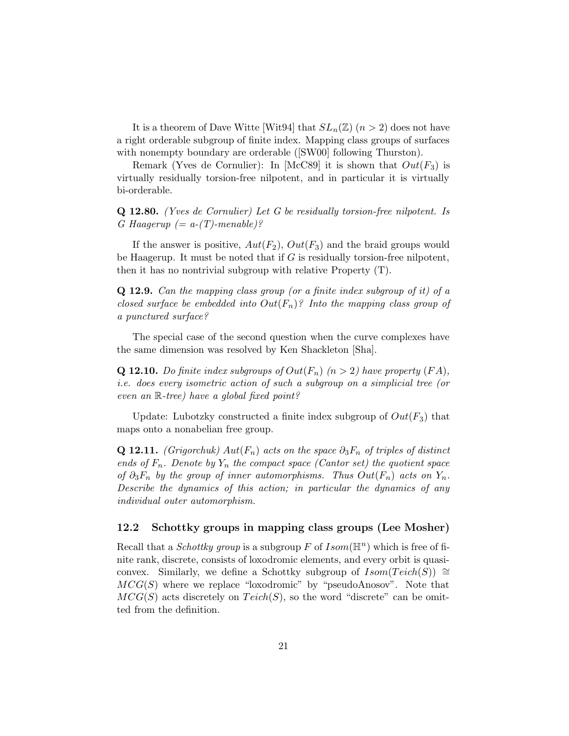It is a theorem of Dave Witte [Wit94] that $SL_n(\mathbb{Z})$ ($n > 2$) does not have a right orderable subgroup of finite index. Mapping class groups of surfaces with nonempty boundary are orderable ([SW00] following Thurston).

Remark (Yves de Cornulier): In [McC89] it is shown that $Out(F_3)$ is virtually residually torsion-free nilpotent, and in particular it is virtually bi-orderable.

**Q 12.80.** *(Yves de Cornulier) Let $G$ be residually torsion-free nilpotent. Is $G$ Haagerup (= a-(T)-menable)?*

If the answer is positive, $Aut(F_2)$, $Out(F_3)$ and the braid groups would be Haagerup. It must be noted that if $G$ is residually torsion-free nilpotent, then it has no nontrivial subgroup with relative Property (T).

**Q 12.9.** *Can the mapping class group (or a finite index subgroup of it) of a closed surface be embedded into $Out(F_n)$? Into the mapping class group of a punctured surface?*

The special case of the second question when the curve complexes have the same dimension was resolved by Ken Shackleton [Sha].

**Q 12.10.** *Do finite index subgroups of $Out(F_n)$ ($n > 2$) have property $(FA)$, i.e. does every isometric action of such a subgroup on a simplicial tree (or even an $\mathbb{R}$-tree) have a global fixed point?*

Update: Lubotzky constructed a finite index subgroup of $Out(F_3)$ that maps onto a nonabelian free group.

**Q 12.11.** *(Grigorchuk) $Aut(F_n)$ acts on the space $\partial_3 F_n$ of triples of distinct ends of $F_n$. Denote by $Y_n$ the compact space (Cantor set) the quotient space of $\partial_3 F_n$ by the group of inner automorphisms. Thus $Out(F_n)$ acts on $Y_n$. Describe the dynamics of this action; in particular the dynamics of any individual outer automorphism.*

## 12.2 Schottky groups in mapping class groups (Lee Mosher)

Recall that a *Schottky group* is a subgroup $F$ of $Isom(\mathbb{H}^n)$ which is free of finite rank, discrete, consists of loxodromic elements, and every orbit is quasiconvex. Similarly, we define a Schottky subgroup of $Isom(Teich(S)) \cong MCG(S)$ where we replace "loxodromic" by "pseudoAnosov". Note that $MCG(S)$ acts discretely on $Teich(S)$, so the word "discrete" can be omitted from the definition.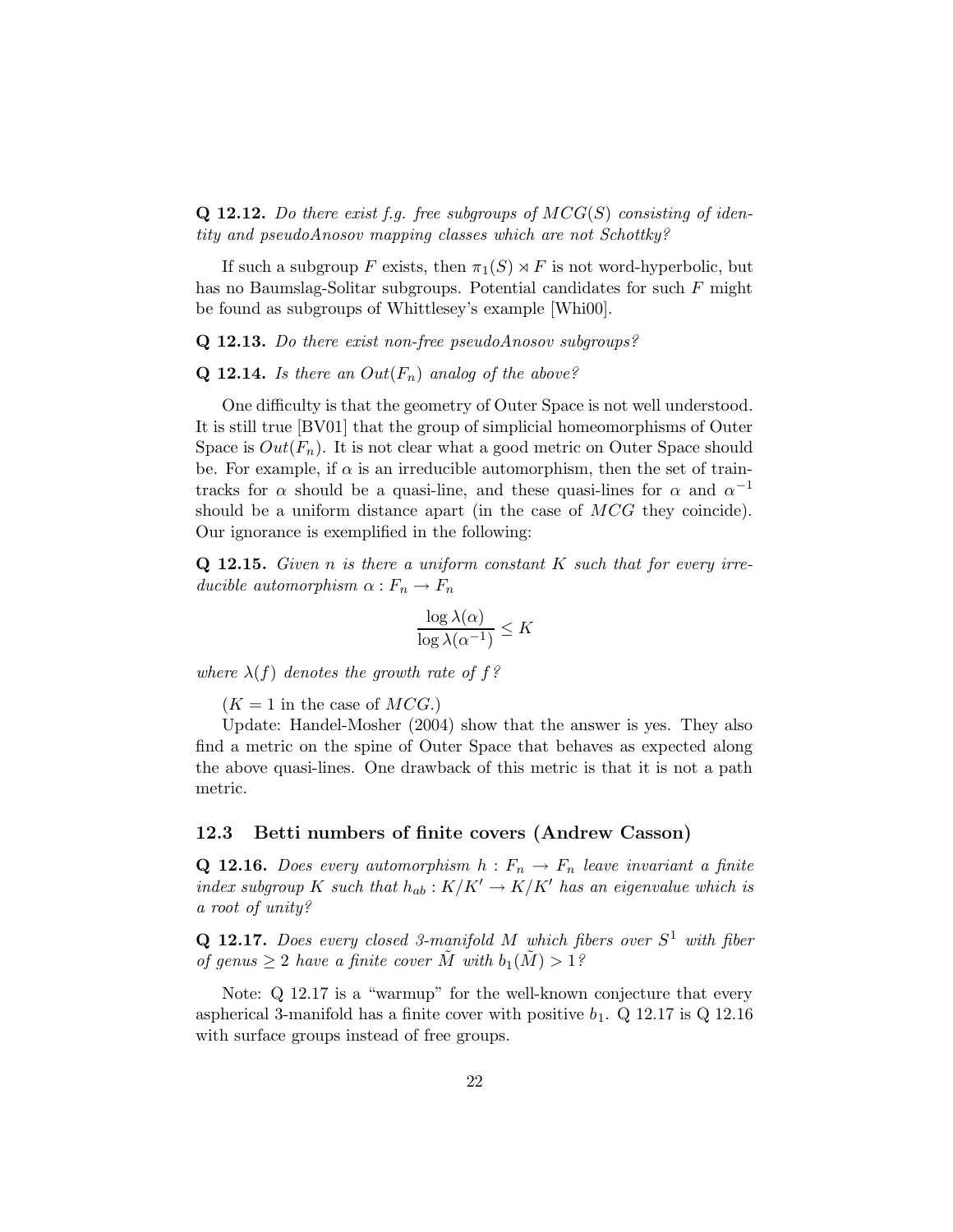**Q 12.12.** *Do there exist f.g. free subgroups of $MCG(S)$ consisting of identity and pseudoAnosov mapping classes which are not Schottky?*

If such a subgroup $F$ exists, then $\pi_1(S) \rtimes F$ is not word-hyperbolic, but has no Baumslag-Solitar subgroups. Potential candidates for such $F$ might be found as subgroups of Whittlesey's example [Whi00].

**Q 12.13.** *Do there exist non-free pseudoAnosov subgroups?*

**Q 12.14.** *Is there an $Out(F_n)$ analog of the above?*

One difficulty is that the geometry of Outer Space is not well understood. It is still true [BV01] that the group of simplicial homeomorphisms of Outer Space is $Out(F_n)$. It is not clear what a good metric on Outer Space should be. For example, if $\alpha$ is an irreducible automorphism, then the set of train-tracks for $\alpha$ should be a quasi-line, and these quasi-lines for $\alpha$ and $\alpha^{-1}$ should be a uniform distance apart (in the case of $MCG$ they coincide). Our ignorance is exemplified in the following:

**Q 12.15.** *Given $n$ is there a uniform constant $K$ such that for every irreducible automorphism $\alpha : F_n \to F_n$*

$$\frac{\log \lambda(\alpha)}{\log \lambda(\alpha^{-1})} \leq K$$

*where $\lambda(f)$ denotes the growth rate of $f$?*

($K = 1$ in the case of $MCG$.)

Update: Handel-Mosher (2004) show that the answer is yes. They also find a metric on the spine of Outer Space that behaves as expected along the above quasi-lines. One drawback of this metric is that it is not a path metric.

## 12.3 Betti numbers of finite covers (Andrew Casson)

**Q 12.16.** *Does every automorphism $h : F_n \to F_n$ leave invariant a finite index subgroup $K$ such that $h_{ab} : K/K' \to K/K'$ has an eigenvalue which is a root of unity?*

**Q 12.17.** *Does every closed 3-manifold $M$ which fibers over $S^1$ with fiber of genus $\geq 2$ have a finite cover $\tilde{M}$ with $b_1(\tilde{M}) > 1$?*

Note: Q 12.17 is a "warmup" for the well-known conjecture that every aspherical 3-manifold has a finite cover with positive $b_1$. Q 12.17 is Q 12.16 with surface groups instead of free groups.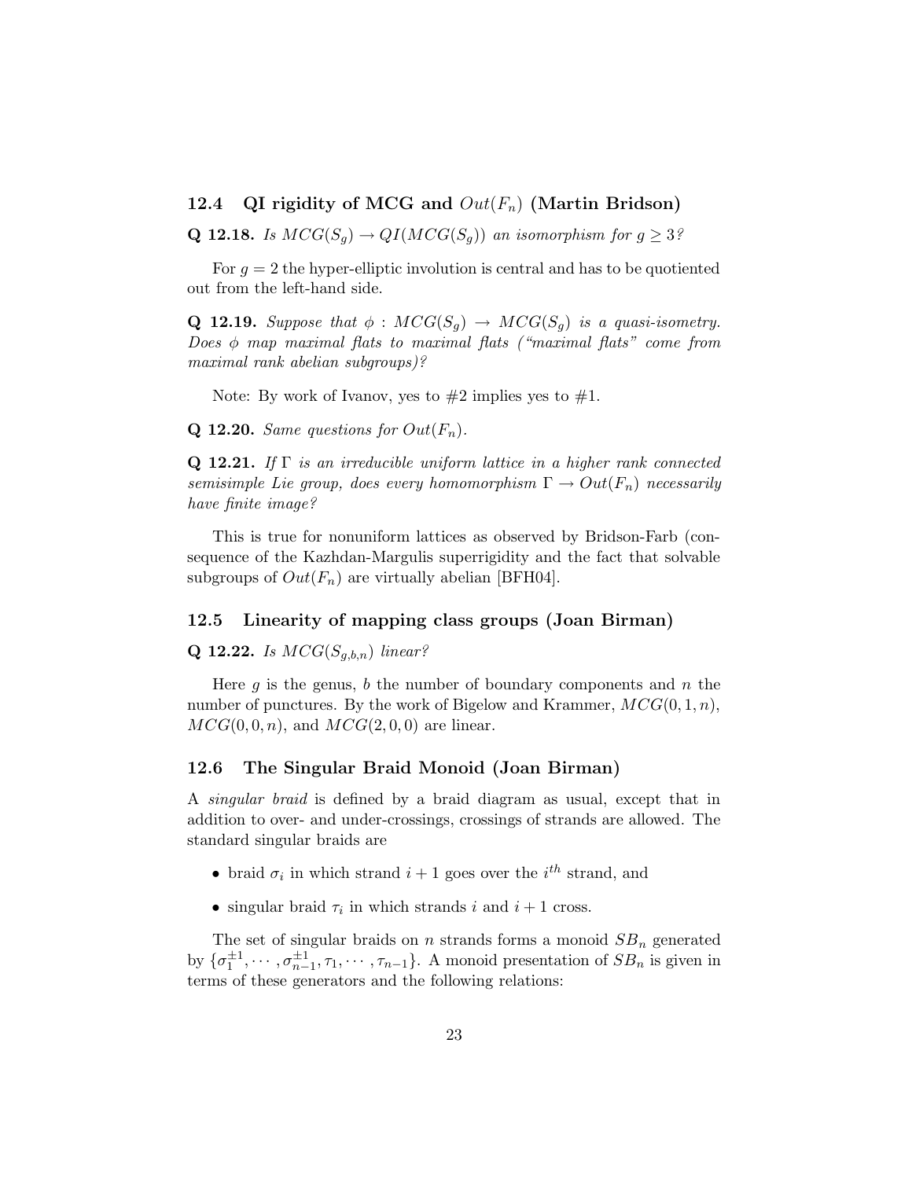### 12.4 QI rigidity of MCG and $Out(F_n)$ (Martin Bridson)

**Q 12.18.** *Is $MCG(S_g) \to QI(MCG(S_g))$ an isomorphism for $g \geq 3$?*

For $g = 2$ the hyper-elliptic involution is central and has to be quotiented out from the left-hand side.

**Q 12.19.** *Suppose that $\phi : MCG(S_g) \to MCG(S_g)$ is a quasi-isometry. Does $\phi$ map maximal flats to maximal flats ("maximal flats" come from maximal rank abelian subgroups)?*

Note: By work of Ivanov, yes to #2 implies yes to #1.

**Q 12.20.** *Same questions for $Out(F_n)$.*

**Q 12.21.** *If $\Gamma$ is an irreducible uniform lattice in a higher rank connected semisimple Lie group, does every homomorphism $\Gamma \to Out(F_n)$ necessarily have finite image?*

This is true for nonuniform lattices as observed by Bridson-Farb (consequence of the Kazhdan-Margulis superrigidity and the fact that solvable subgroups of $Out(F_n)$ are virtually abelian [BFH04].

### 12.5 Linearity of mapping class groups (Joan Birman)

**Q 12.22.** *Is $MCG(S_{g,b,n})$ linear?*

Here $g$ is the genus, $b$ the number of boundary components and $n$ the number of punctures. By the work of Bigelow and Krammer, $MCG(0, 1, n)$, $MCG(0, 0, n)$, and $MCG(2, 0, 0)$ are linear.

### 12.6 The Singular Braid Monoid (Joan Birman)

A *singular braid* is defined by a braid diagram as usual, except that in addition to over- and under-crossings, crossings of strands are allowed. The standard singular braids are

- braid $\sigma_i$ in which strand $i + 1$ goes over the $i^{th}$ strand, and
- singular braid $\tau_i$ in which strands $i$ and $i + 1$ cross.

The set of singular braids on $n$ strands forms a monoid $SB_n$ generated by $\{\sigma_1^{\pm 1}, \cdots, \sigma_{n-1}^{\pm 1}, \tau_1, \cdots, \tau_{n-1}\}$. A monoid presentation of $SB_n$ is given in terms of these generators and the following relations: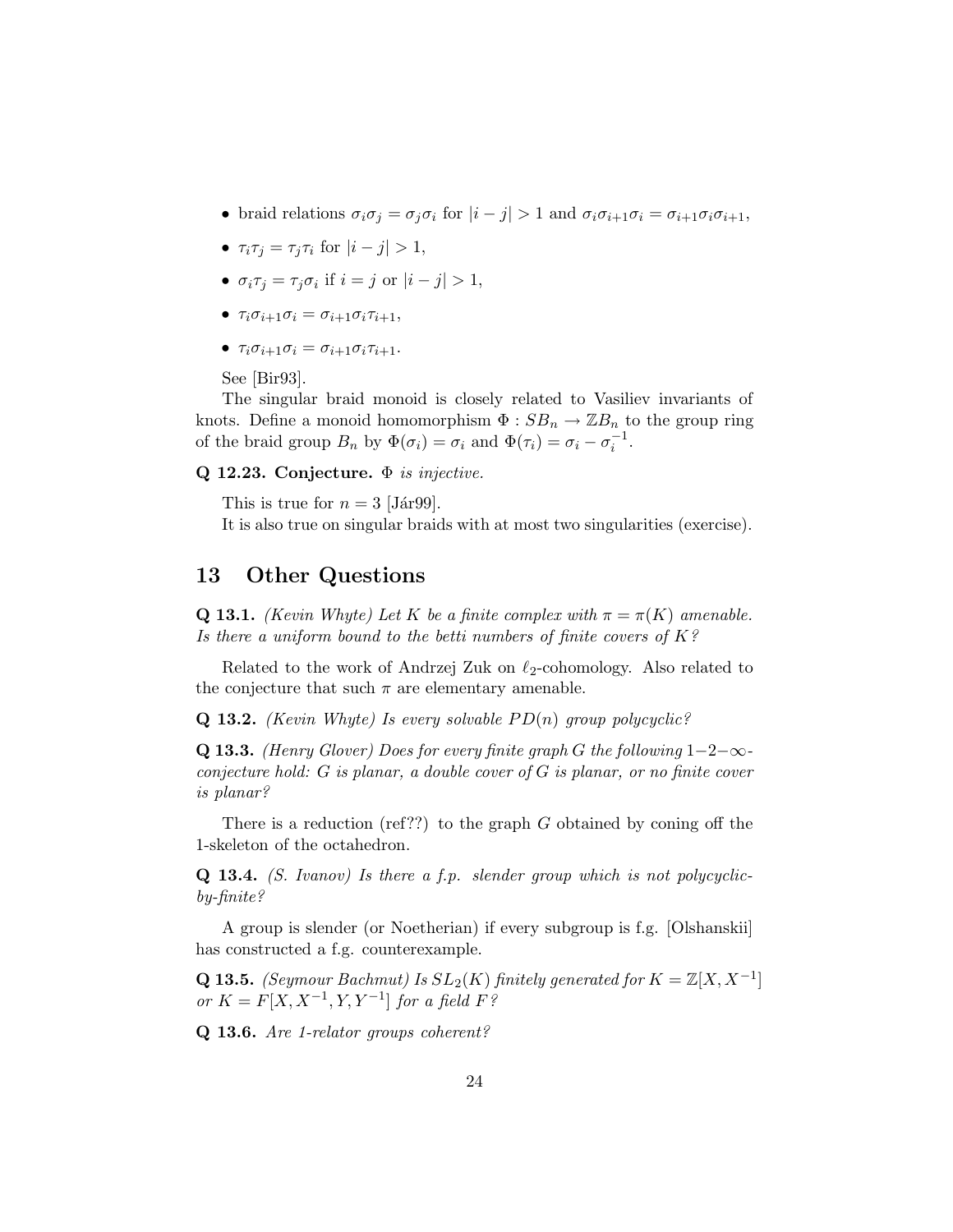- braid relations $\sigma_i \sigma_j = \sigma_j \sigma_i$ for $|i-j| > 1$ and $\sigma_i \sigma_{i+1} \sigma_i = \sigma_{i+1} \sigma_i \sigma_{i+1}$,
- $\tau_i \tau_j = \tau_j \tau_i$ for $|i-j| > 1$,
- $\sigma_i \tau_j = \tau_j \sigma_i$ if $i = j$ or $|i-j| > 1$,
- $\tau_i \sigma_{i+1} \sigma_i = \sigma_{i+1} \sigma_i \tau_{i+1}$,
- $\tau_i \sigma_{i+1} \sigma_i = \sigma_{i+1} \sigma_i \tau_{i+1}$.

See [Bir93].

The singular braid monoid is closely related to Vasiliev invariants of knots. Define a monoid homomorphism $\Phi : SB_n \to \mathbb{Z}B_n$ to the group ring of the braid group $B_n$ by $\Phi(\sigma_i) = \sigma_i$ and $\Phi(\tau_i) = \sigma_i - \sigma_i^{-1}$.

**Q 12.23. Conjecture.** *$\Phi$ is injective.*

This is true for $n = 3$ [Jár99].

It is also true on singular braids with at most two singularities (exercise).

# 13 Other Questions

**Q 13.1.** *(Kevin Whyte) Let $K$ be a finite complex with $\pi = \pi(K)$ amenable. Is there a uniform bound to the betti numbers of finite covers of $K$?*

Related to the work of Andrzej Zuk on $\ell_2$-cohomology. Also related to the conjecture that such $\pi$ are elementary amenable.

**Q 13.2.** *(Kevin Whyte) Is every solvable $PD(n)$ group polycyclic?*

**Q 13.3.** *(Henry Glover) Does for every finite graph $G$ the following $1$–$2$–$\infty$-conjecture hold: $G$ is planar, a double cover of $G$ is planar, or no finite cover is planar?*

There is a reduction (ref??) to the graph $G$ obtained by coning off the 1-skeleton of the octahedron.

**Q 13.4.** *(S. Ivanov) Is there a f.p. slender group which is not polycyclic-by-finite?*

A group is slender (or Noetherian) if every subgroup is f.g. [Olshanskii] has constructed a f.g. counterexample.

**Q 13.5.** *(Seymour Bachmut) Is $SL_2(K)$ finitely generated for $K = \mathbb{Z}[X, X^{-1}]$ or $K = F[X, X^{-1}, Y, Y^{-1}]$ for a field $F$?*

**Q 13.6.** *Are 1-relator groups coherent?*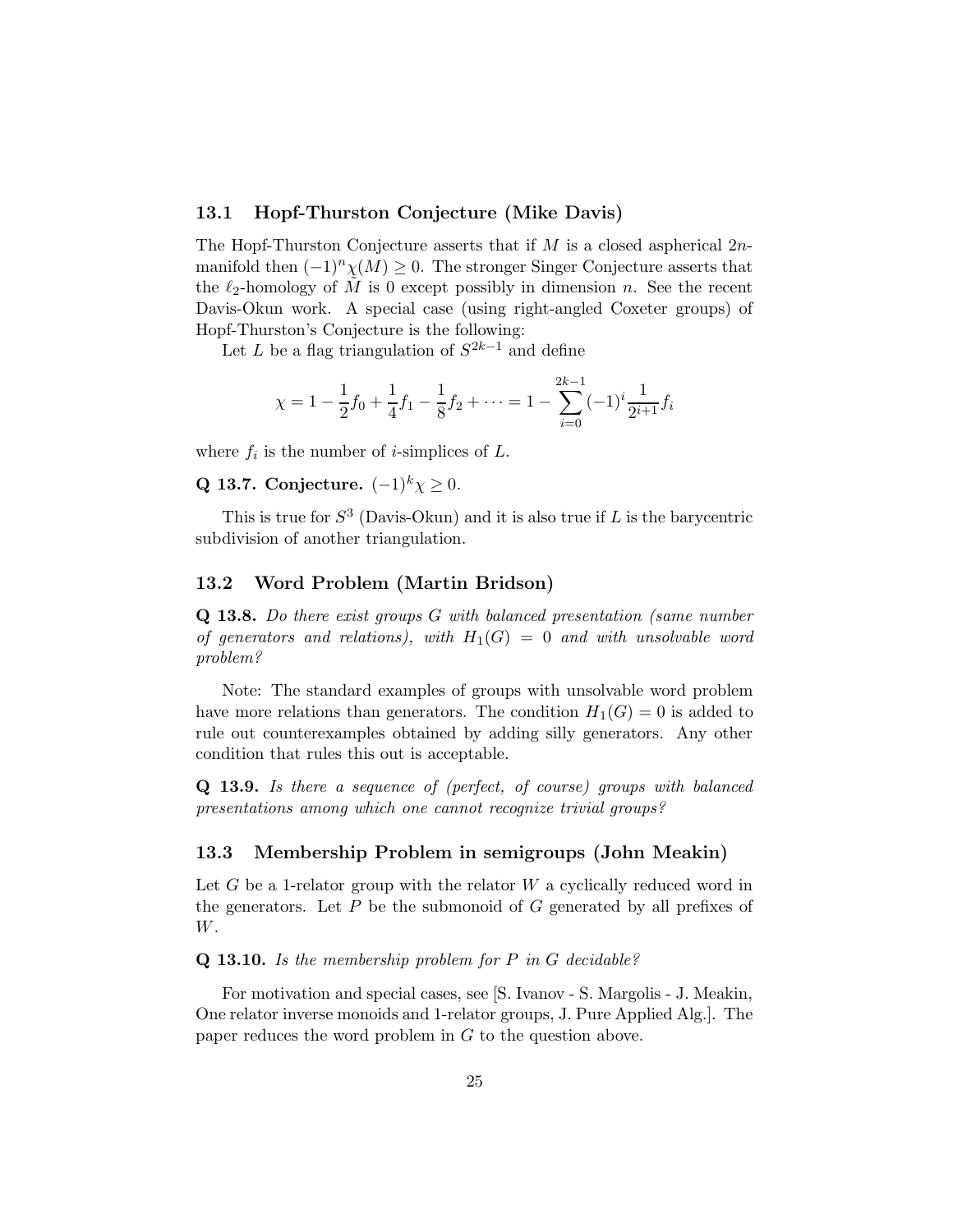### 13.1 Hopf-Thurston Conjecture (Mike Davis)

The Hopf-Thurston Conjecture asserts that if $M$ is a closed aspherical $2n$-manifold then $(-1)^n\chi(M) \geq 0$. The stronger Singer Conjecture asserts that the $\ell_2$-homology of $\tilde{M}$ is 0 except possibly in dimension $n$. See the recent Davis-Okun work. A special case (using right-angled Coxeter groups) of Hopf-Thurston's Conjecture is the following:

Let $L$ be a flag triangulation of $S^{2k-1}$ and define

$$\chi = 1 - \frac{1}{2}f_0 + \frac{1}{4}f_1 - \frac{1}{8}f_2 + \cdots = 1 - \sum_{i=0}^{2k-1}(-1)^i \frac{1}{2^{i+1}} f_i$$

where $f_i$ is the number of $i$-simplices of $L$.

**Q 13.7. Conjecture.** $(-1)^k\chi \geq 0$.

This is true for $S^3$ (Davis-Okun) and it is also true if $L$ is the barycentric subdivision of another triangulation.

### 13.2 Word Problem (Martin Bridson)

**Q 13.8.** *Do there exist groups $G$ with balanced presentation (same number of generators and relations), with $H_1(G) = 0$ and with unsolvable word problem?*

Note: The standard examples of groups with unsolvable word problem have more relations than generators. The condition $H_1(G) = 0$ is added to rule out counterexamples obtained by adding silly generators. Any other condition that rules this out is acceptable.

**Q 13.9.** *Is there a sequence of (perfect, of course) groups with balanced presentations among which one cannot recognize trivial groups?*

### 13.3 Membership Problem in semigroups (John Meakin)

Let $G$ be a 1-relator group with the relator $W$ a cyclically reduced word in the generators. Let $P$ be the submonoid of $G$ generated by all prefixes of $W$.

**Q 13.10.** *Is the membership problem for $P$ in $G$ decidable?*

For motivation and special cases, see [S. Ivanov - S. Margolis - J. Meakin, One relator inverse monoids and 1-relator groups, J. Pure Applied Alg.]. The paper reduces the word problem in $G$ to the question above.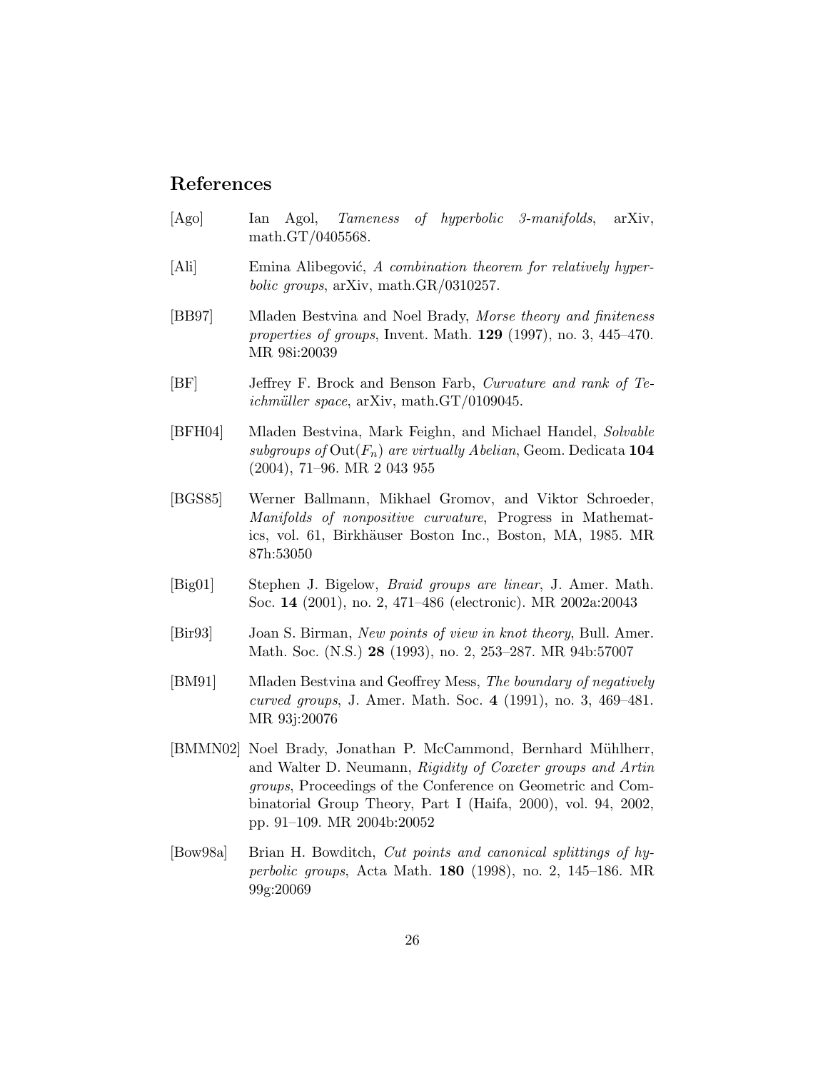## References

[Ago] Ian Agol, *Tameness of hyperbolic 3-manifolds*, arXiv, math.GT/0405568.

[Ali] Emina Alibegović, *A combination theorem for relatively hyperbolic groups*, arXiv, math.GR/0310257.

[BB97] Mladen Bestvina and Noel Brady, *Morse theory and finiteness properties of groups*, Invent. Math. **129** (1997), no. 3, 445–470. MR 98i:20039

[BF] Jeffrey F. Brock and Benson Farb, *Curvature and rank of Teichmüller space*, arXiv, math.GT/0109045.

[BFH04] Mladen Bestvina, Mark Feighn, and Michael Handel, *Solvable subgroups of* $\mathrm{Out}(F_n)$ *are virtually Abelian*, Geom. Dedicata **104** (2004), 71–96. MR 2 043 955

[BGS85] Werner Ballmann, Mikhael Gromov, and Viktor Schroeder, *Manifolds of nonpositive curvature*, Progress in Mathematics, vol. 61, Birkhäuser Boston Inc., Boston, MA, 1985. MR 87h:53050

[Big01] Stephen J. Bigelow, *Braid groups are linear*, J. Amer. Math. Soc. **14** (2001), no. 2, 471–486 (electronic). MR 2002a:20043

[Bir93] Joan S. Birman, *New points of view in knot theory*, Bull. Amer. Math. Soc. (N.S.) **28** (1993), no. 2, 253–287. MR 94b:57007

[BM91] Mladen Bestvina and Geoffrey Mess, *The boundary of negatively curved groups*, J. Amer. Math. Soc. **4** (1991), no. 3, 469–481. MR 93j:20076

[BMMN02] Noel Brady, Jonathan P. McCammond, Bernhard Mühlherr, and Walter D. Neumann, *Rigidity of Coxeter groups and Artin groups*, Proceedings of the Conference on Geometric and Combinatorial Group Theory, Part I (Haifa, 2000), vol. 94, 2002, pp. 91–109. MR 2004b:20052

[Bow98a] Brian H. Bowditch, *Cut points and canonical splittings of hyperbolic groups*, Acta Math. **180** (1998), no. 2, 145–186. MR 99g:20069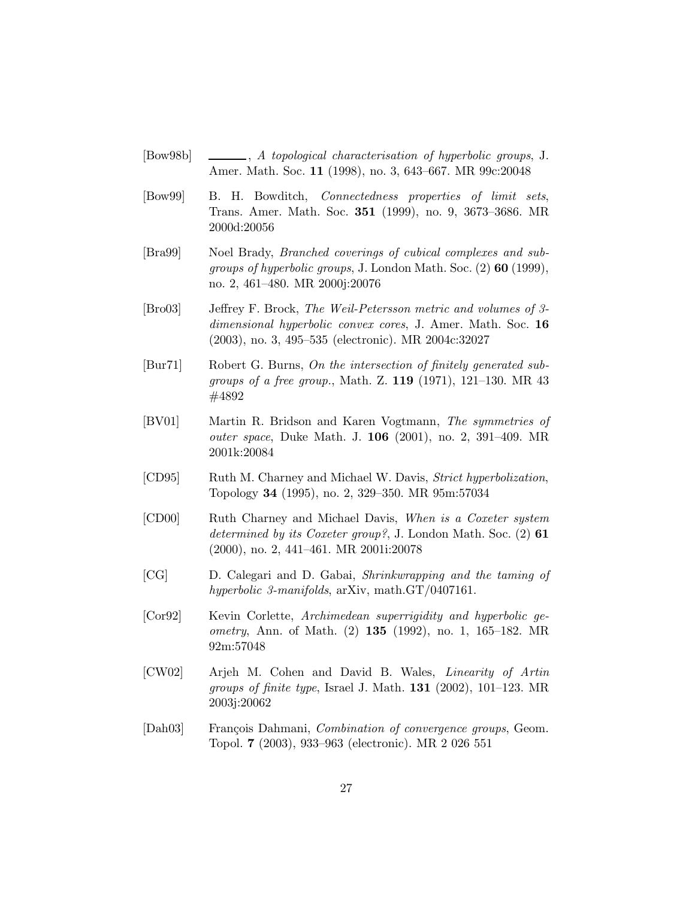[Bow98b] ———, *A topological characterisation of hyperbolic groups*, J. Amer. Math. Soc. **11** (1998), no. 3, 643–667. MR 99c:20048

[Bow99] B. H. Bowditch, *Connectedness properties of limit sets*, Trans. Amer. Math. Soc. **351** (1999), no. 9, 3673–3686. MR 2000d:20056

[Bra99] Noel Brady, *Branched coverings of cubical complexes and subgroups of hyperbolic groups*, J. London Math. Soc. (2) **60** (1999), no. 2, 461–480. MR 2000j:20076

[Bro03] Jeffrey F. Brock, *The Weil-Petersson metric and volumes of 3-dimensional hyperbolic convex cores*, J. Amer. Math. Soc. **16** (2003), no. 3, 495–535 (electronic). MR 2004c:32027

[Bur71] Robert G. Burns, *On the intersection of finitely generated subgroups of a free group.*, Math. Z. **119** (1971), 121–130. MR 43 #4892

[BV01] Martin R. Bridson and Karen Vogtmann, *The symmetries of outer space*, Duke Math. J. **106** (2001), no. 2, 391–409. MR 2001k:20084

[CD95] Ruth M. Charney and Michael W. Davis, *Strict hyperbolization*, Topology **34** (1995), no. 2, 329–350. MR 95m:57034

[CD00] Ruth Charney and Michael Davis, *When is a Coxeter system determined by its Coxeter group?*, J. London Math. Soc. (2) **61** (2000), no. 2, 441–461. MR 2001i:20078

[CG] D. Calegari and D. Gabai, *Shrinkwrapping and the taming of hyperbolic 3-manifolds*, arXiv, math.GT/0407161.

[Cor92] Kevin Corlette, *Archimedean superrigidity and hyperbolic geometry*, Ann. of Math. (2) **135** (1992), no. 1, 165–182. MR 92m:57048

[CW02] Arjeh M. Cohen and David B. Wales, *Linearity of Artin groups of finite type*, Israel J. Math. **131** (2002), 101–123. MR 2003j:20062

[Dah03] François Dahmani, *Combination of convergence groups*, Geom. Topol. **7** (2003), 933–963 (electronic). MR 2 026 551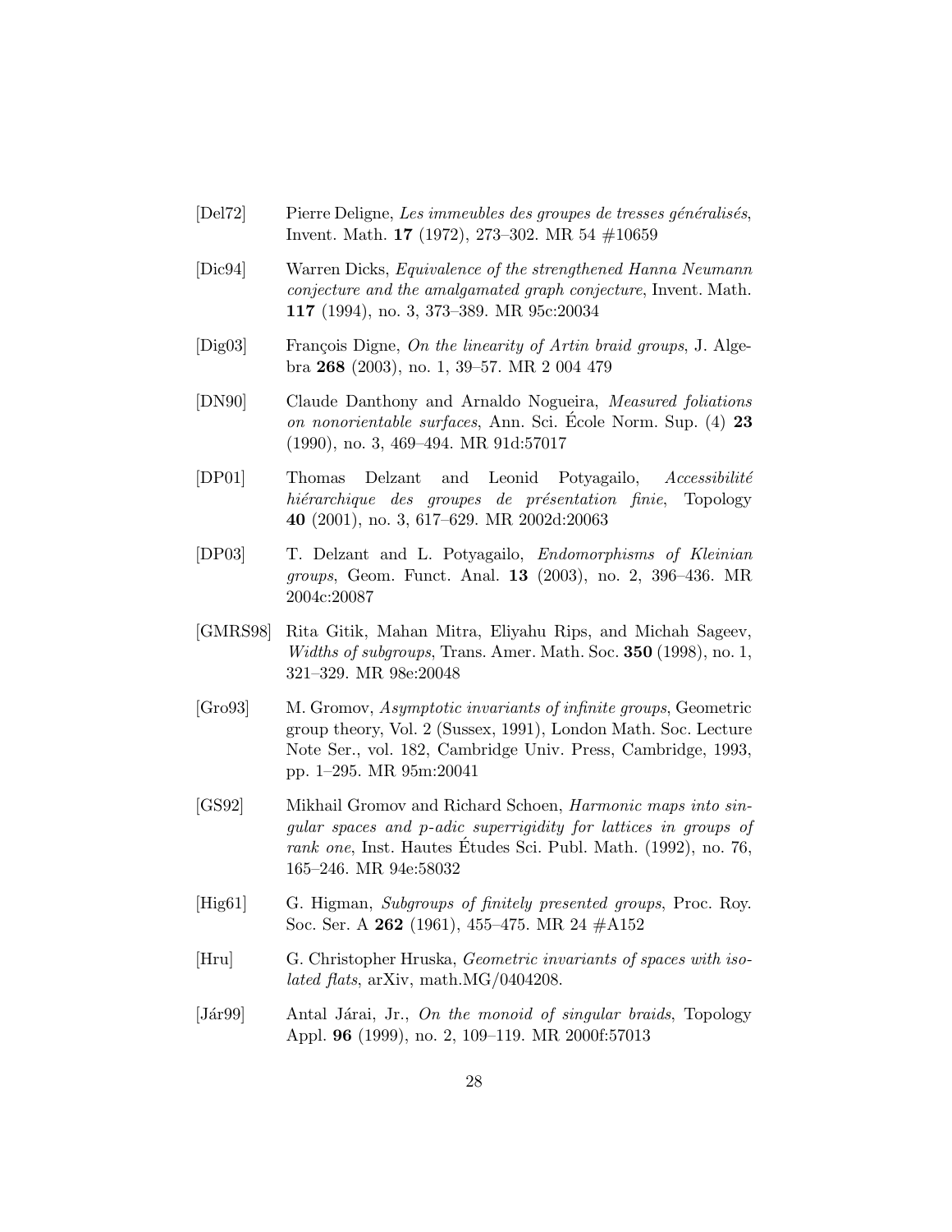[Del72] Pierre Deligne, *Les immeubles des groupes de tresses généralisés*, Invent. Math. **17** (1972), 273–302. MR 54 #10659

[Dic94] Warren Dicks, *Equivalence of the strengthened Hanna Neumann conjecture and the amalgamated graph conjecture*, Invent. Math. **117** (1994), no. 3, 373–389. MR 95c:20034

[Dig03] François Digne, *On the linearity of Artin braid groups*, J. Algebra **268** (2003), no. 1, 39–57. MR 2 004 479

[DN90] Claude Danthony and Arnaldo Nogueira, *Measured foliations on nonorientable surfaces*, Ann. Sci. École Norm. Sup. (4) **23** (1990), no. 3, 469–494. MR 91d:57017

[DP01] Thomas Delzant and Leonid Potyagailo, *Accessibilité hiérarchique des groupes de présentation finie*, Topology **40** (2001), no. 3, 617–629. MR 2002d:20063

[DP03] T. Delzant and L. Potyagailo, *Endomorphisms of Kleinian groups*, Geom. Funct. Anal. **13** (2003), no. 2, 396–436. MR 2004c:20087

[GMRS98] Rita Gitik, Mahan Mitra, Eliyahu Rips, and Michah Sageev, *Widths of subgroups*, Trans. Amer. Math. Soc. **350** (1998), no. 1, 321–329. MR 98e:20048

[Gro93] M. Gromov, *Asymptotic invariants of infinite groups*, Geometric group theory, Vol. 2 (Sussex, 1991), London Math. Soc. Lecture Note Ser., vol. 182, Cambridge Univ. Press, Cambridge, 1993, pp. 1–295. MR 95m:20041

[GS92] Mikhail Gromov and Richard Schoen, *Harmonic maps into singular spaces and p-adic superrigidity for lattices in groups of rank one*, Inst. Hautes Études Sci. Publ. Math. (1992), no. 76, 165–246. MR 94e:58032

[Hig61] G. Higman, *Subgroups of finitely presented groups*, Proc. Roy. Soc. Ser. A **262** (1961), 455–475. MR 24 #A152

[Hru] G. Christopher Hruska, *Geometric invariants of spaces with isolated flats*, arXiv, math.MG/0404208.

[Jár99] Antal Járai, Jr., *On the monoid of singular braids*, Topology Appl. **96** (1999), no. 2, 109–119. MR 2000f:57013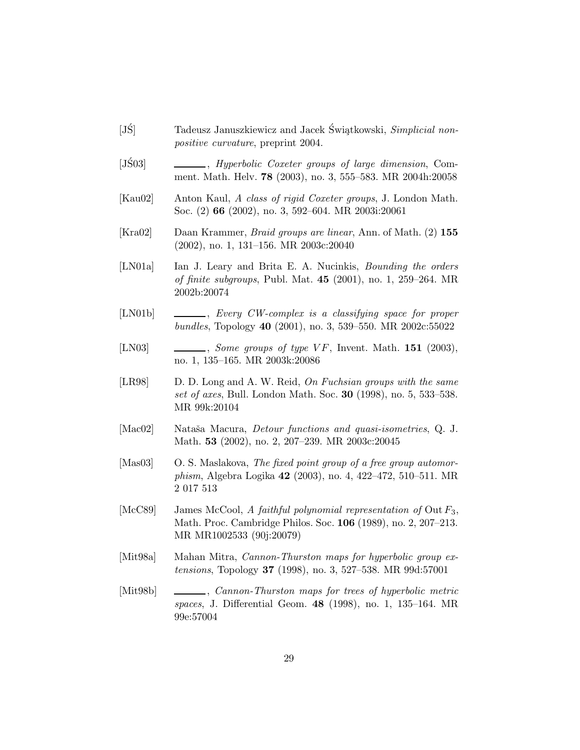[JŚ] Tadeusz Januszkiewicz and Jacek Świątkowski, *Simplicial nonpositive curvature*, preprint 2004.

[JŚ03] ______, *Hyperbolic Coxeter groups of large dimension*, Comment. Math. Helv. **78** (2003), no. 3, 555–583. MR 2004h:20058

[Kau02] Anton Kaul, *A class of rigid Coxeter groups*, J. London Math. Soc. (2) **66** (2002), no. 3, 592–604. MR 2003i:20061

[Kra02] Daan Krammer, *Braid groups are linear*, Ann. of Math. (2) **155** (2002), no. 1, 131–156. MR 2003c:20040

[LN01a] Ian J. Leary and Brita E. A. Nucinkis, *Bounding the orders of finite subgroups*, Publ. Mat. **45** (2001), no. 1, 259–264. MR 2002b:20074

[LN01b] ______, *Every CW-complex is a classifying space for proper bundles*, Topology **40** (2001), no. 3, 539–550. MR 2002c:55022

[LN03] ______, *Some groups of type $VF$*, Invent. Math. **151** (2003), no. 1, 135–165. MR 2003k:20086

[LR98] D. D. Long and A. W. Reid, *On Fuchsian groups with the same set of axes*, Bull. London Math. Soc. **30** (1998), no. 5, 533–538. MR 99k:20104

[Mac02] Nataša Macura, *Detour functions and quasi-isometries*, Q. J. Math. **53** (2002), no. 2, 207–239. MR 2003c:20045

[Mas03] O. S. Maslakova, *The fixed point group of a free group automorphism*, Algebra Logika **42** (2003), no. 4, 422–472, 510–511. MR 2 017 513

[McC89] James McCool, *A faithful polynomial representation of* $\operatorname{Out} F_3$, Math. Proc. Cambridge Philos. Soc. **106** (1989), no. 2, 207–213. MR MR1002533 (90j:20079)

[Mit98a] Mahan Mitra, *Cannon-Thurston maps for hyperbolic group extensions*, Topology **37** (1998), no. 3, 527–538. MR 99d:57001

[Mit98b] ______, *Cannon-Thurston maps for trees of hyperbolic metric spaces*, J. Differential Geom. **48** (1998), no. 1, 135–164. MR 99e:57004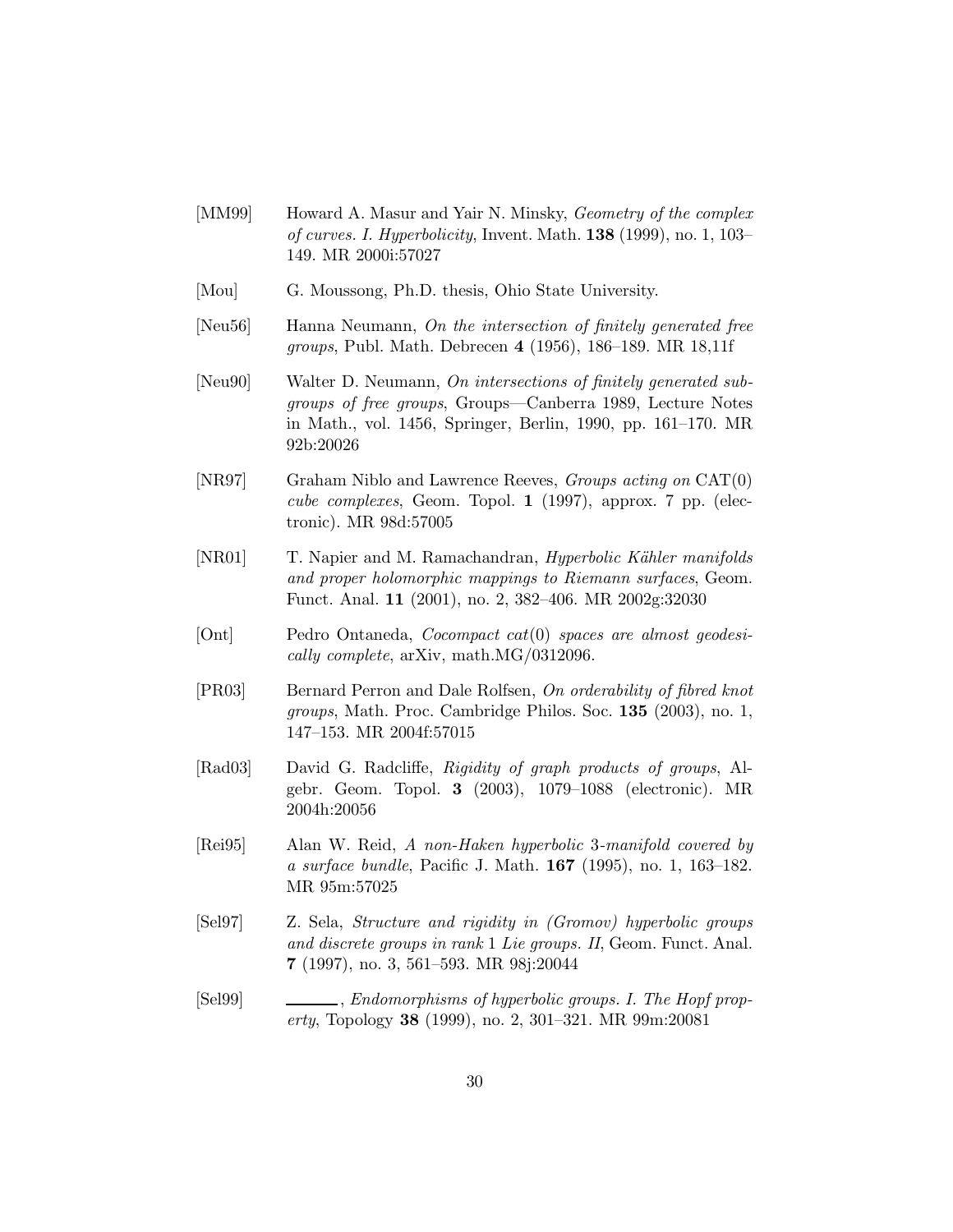[MM99] Howard A. Masur and Yair N. Minsky, *Geometry of the complex of curves. I. Hyperbolicity*, Invent. Math. **138** (1999), no. 1, 103–149. MR 2000i:57027

[Mou] G. Moussong, Ph.D. thesis, Ohio State University.

[Neu56] Hanna Neumann, *On the intersection of finitely generated free groups*, Publ. Math. Debrecen **4** (1956), 186–189. MR 18,11f

[Neu90] Walter D. Neumann, *On intersections of finitely generated subgroups of free groups*, Groups—Canberra 1989, Lecture Notes in Math., vol. 1456, Springer, Berlin, 1990, pp. 161–170. MR 92b:20026

[NR97] Graham Niblo and Lawrence Reeves, *Groups acting on* CAT(0) *cube complexes*, Geom. Topol. **1** (1997), approx. 7 pp. (electronic). MR 98d:57005

[NR01] T. Napier and M. Ramachandran, *Hyperbolic Kähler manifolds and proper holomorphic mappings to Riemann surfaces*, Geom. Funct. Anal. **11** (2001), no. 2, 382–406. MR 2002g:32030

[Ont] Pedro Ontaneda, *Cocompact cat*(0) *spaces are almost geodesically complete*, arXiv, math.MG/0312096.

[PR03] Bernard Perron and Dale Rolfsen, *On orderability of fibred knot groups*, Math. Proc. Cambridge Philos. Soc. **135** (2003), no. 1, 147–153. MR 2004f:57015

[Rad03] David G. Radcliffe, *Rigidity of graph products of groups*, Algebr. Geom. Topol. **3** (2003), 1079–1088 (electronic). MR 2004h:20056

[Rei95] Alan W. Reid, *A non-Haken hyperbolic* 3*-manifold covered by a surface bundle*, Pacific J. Math. **167** (1995), no. 1, 163–182. MR 95m:57025

[Sel97] Z. Sela, *Structure and rigidity in (Gromov) hyperbolic groups and discrete groups in rank* 1 *Lie groups. II*, Geom. Funct. Anal. **7** (1997), no. 3, 561–593. MR 98j:20044

[Sel99] ———, *Endomorphisms of hyperbolic groups. I. The Hopf property*, Topology **38** (1999), no. 2, 301–321. MR 99m:20081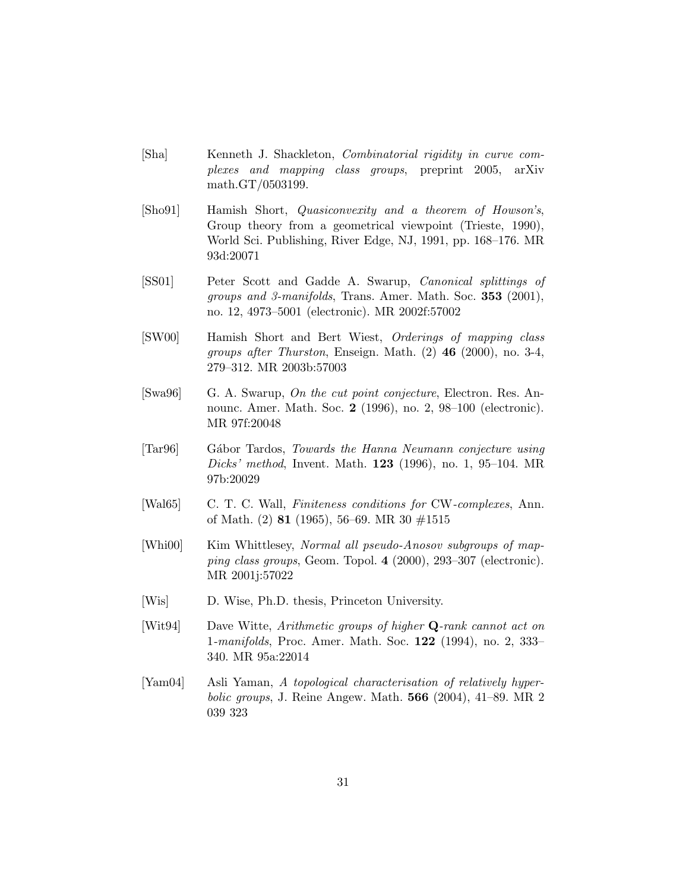[Sha] Kenneth J. Shackleton, *Combinatorial rigidity in curve complexes and mapping class groups*, preprint 2005, arXiv math.GT/0503199.

[Sho91] Hamish Short, *Quasiconvexity and a theorem of Howson's*, Group theory from a geometrical viewpoint (Trieste, 1990), World Sci. Publishing, River Edge, NJ, 1991, pp. 168–176. MR 93d:20071

[SS01] Peter Scott and Gadde A. Swarup, *Canonical splittings of groups and 3-manifolds*, Trans. Amer. Math. Soc. **353** (2001), no. 12, 4973–5001 (electronic). MR 2002f:57002

[SW00] Hamish Short and Bert Wiest, *Orderings of mapping class groups after Thurston*, Enseign. Math. (2) **46** (2000), no. 3-4, 279–312. MR 2003b:57003

[Swa96] G. A. Swarup, *On the cut point conjecture*, Electron. Res. Announc. Amer. Math. Soc. **2** (1996), no. 2, 98–100 (electronic). MR 97f:20048

[Tar96] Gábor Tardos, *Towards the Hanna Neumann conjecture using Dicks' method*, Invent. Math. **123** (1996), no. 1, 95–104. MR 97b:20029

[Wal65] C. T. C. Wall, *Finiteness conditions for* CW*-complexes*, Ann. of Math. (2) **81** (1965), 56–69. MR 30 #1515

[Whi00] Kim Whittlesey, *Normal all pseudo-Anosov subgroups of mapping class groups*, Geom. Topol. **4** (2000), 293–307 (electronic). MR 2001j:57022

[Wis] D. Wise, Ph.D. thesis, Princeton University.

[Wit94] Dave Witte, *Arithmetic groups of higher* **Q***-rank cannot act on* 1*-manifolds*, Proc. Amer. Math. Soc. **122** (1994), no. 2, 333–340. MR 95a:22014

[Yam04] Asli Yaman, *A topological characterisation of relatively hyperbolic groups*, J. Reine Angew. Math. **566** (2004), 41–89. MR 2 039 323